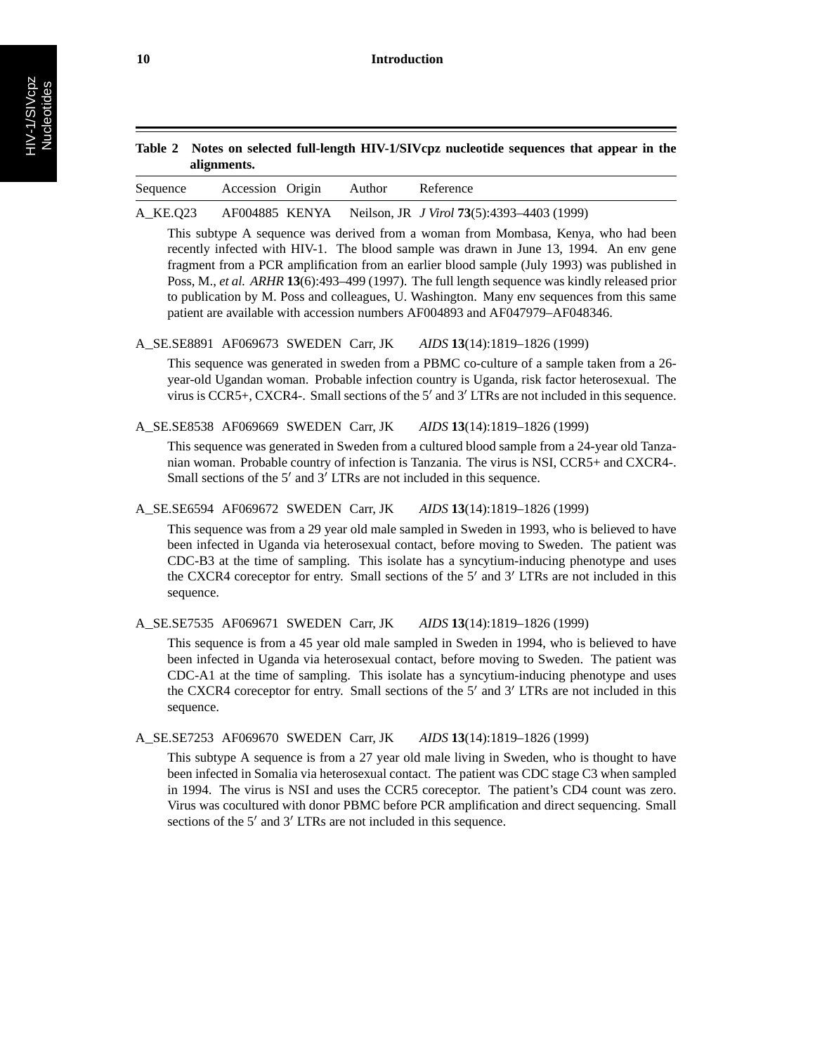**Table 2 Notes on selected full-length HIV-1/SIVcpz nucleotide sequences that appear in the alignments.**

| Sequence | Accession | Origin | Author | Reference |
|---|---|---|---|---|
| A_KE.Q23 | AF004885 | KENYA | Neilson, JR | *J Virol* **73**(5):4393–4403 (1999) |

This subtype A sequence was derived from a woman from Mombasa, Kenya, who had been recently infected with HIV-1. The blood sample was drawn in June 13, 1994. An env gene fragment from a PCR amplification from an earlier blood sample (July 1993) was published in Poss, M., *et al. ARHR* **13**(6):493–499 (1997). The full length sequence was kindly released prior to publication by M. Poss and colleagues, U. Washington. Many env sequences from this same patient are available with accession numbers AF004893 and AF047979–AF048346.

| Sequence | Accession | Origin | Author | Reference |
|---|---|---|---|---|
| A_SE.SE8891 | AF069673 | SWEDEN | Carr, JK | *AIDS* **13**(14):1819–1826 (1999) |

This sequence was generated in sweden from a PBMC co-culture of a sample taken from a 26-year-old Ugandan woman. Probable infection country is Uganda, risk factor heterosexual. The virus is CCR5+, CXCR4-. Small sections of the 5′ and 3′ LTRs are not included in this sequence.

| Sequence | Accession | Origin | Author | Reference |
|---|---|---|---|---|
| A_SE.SE8538 | AF069669 | SWEDEN | Carr, JK | *AIDS* **13**(14):1819–1826 (1999) |

This sequence was generated in Sweden from a cultured blood sample from a 24-year old Tanzanian woman. Probable country of infection is Tanzania. The virus is NSI, CCR5+ and CXCR4-. Small sections of the 5′ and 3′ LTRs are not included in this sequence.

| Sequence | Accession | Origin | Author | Reference |
|---|---|---|---|---|
| A_SE.SE6594 | AF069672 | SWEDEN | Carr, JK | *AIDS* **13**(14):1819–1826 (1999) |

This sequence was from a 29 year old male sampled in Sweden in 1993, who is believed to have been infected in Uganda via heterosexual contact, before moving to Sweden. The patient was CDC-B3 at the time of sampling. This isolate has a syncytium-inducing phenotype and uses the CXCR4 coreceptor for entry. Small sections of the 5′ and 3′ LTRs are not included in this sequence.

| Sequence | Accession | Origin | Author | Reference |
|---|---|---|---|---|
| A_SE.SE7535 | AF069671 | SWEDEN | Carr, JK | *AIDS* **13**(14):1819–1826 (1999) |

This sequence is from a 45 year old male sampled in Sweden in 1994, who is believed to have been infected in Uganda via heterosexual contact, before moving to Sweden. The patient was CDC-A1 at the time of sampling. This isolate has a syncytium-inducing phenotype and uses the CXCR4 coreceptor for entry. Small sections of the 5′ and 3′ LTRs are not included in this sequence.

| Sequence | Accession | Origin | Author | Reference |
|---|---|---|---|---|
| A_SE.SE7253 | AF069670 | SWEDEN | Carr, JK | *AIDS* **13**(14):1819–1826 (1999) |

This subtype A sequence is from a 27 year old male living in Sweden, who is thought to have been infected in Somalia via heterosexual contact. The patient was CDC stage C3 when sampled in 1994. The virus is NSI and uses the CCR5 coreceptor. The patient's CD4 count was zero. Virus was cocultured with donor PBMC before PCR amplification and direct sequencing. Small sections of the 5′ and 3′ LTRs are not included in this sequence.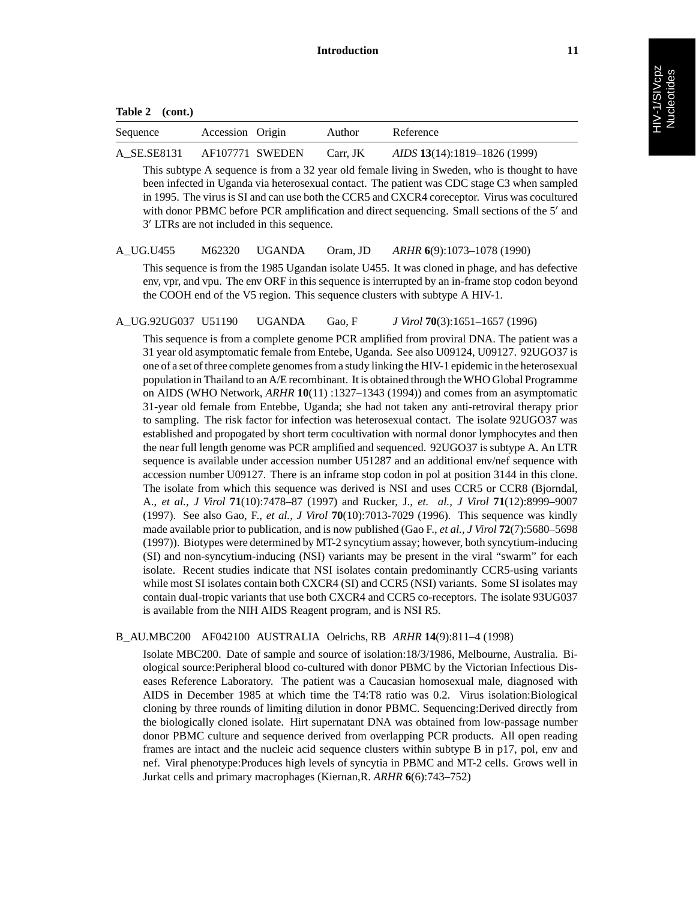**Table 2 (cont.)**

| Sequence | Accession | Origin | Author | Reference |
|---|---|---|---|---|
| A_SE.SE8131 | AF107771 | SWEDEN | Carr, JK | *AIDS* **13**(14):1819–1826 (1999) |

This subtype A sequence is from a 32 year old female living in Sweden, who is thought to have been infected in Uganda via heterosexual contact. The patient was CDC stage C3 when sampled in 1995. The virus is SI and can use both the CCR5 and CXCR4 coreceptor. Virus was cocultured with donor PBMC before PCR amplification and direct sequencing. Small sections of the 5′ and 3′ LTRs are not included in this sequence.

| Sequence | Accession | Origin | Author | Reference |
|---|---|---|---|---|
| A_UG.U455 | M62320 | UGANDA | Oram, JD | *ARHR* **6**(9):1073–1078 (1990) |

This sequence is from the 1985 Ugandan isolate U455. It was cloned in phage, and has defective env, vpr, and vpu. The env ORF in this sequence is interrupted by an in-frame stop codon beyond the COOH end of the V5 region. This sequence clusters with subtype A HIV-1.

| Sequence | Accession | Origin | Author | Reference |
|---|---|---|---|---|
| A_UG.92UG037 | U51190 | UGANDA | Gao, F | *J Virol* **70**(3):1651–1657 (1996) |

This sequence is from a complete genome PCR amplified from proviral DNA. The patient was a 31 year old asymptomatic female from Entebe, Uganda. See also U09124, U09127. 92UGO37 is one of a set of three complete genomes from a study linking the HIV-1 epidemic in the heterosexual population in Thailand to an A/E recombinant. It is obtained through the WHO Global Programme on AIDS (WHO Network, *ARHR* **10**(11) :1327–1343 (1994)) and comes from an asymptomatic 31-year old female from Entebbe, Uganda; she had not taken any anti-retroviral therapy prior to sampling. The risk factor for infection was heterosexual contact. The isolate 92UGO37 was established and propogated by short term cocultivation with normal donor lymphocytes and then the near full length genome was PCR amplified and sequenced. 92UGO37 is subtype A. An LTR sequence is available under accession number U51287 and an additional env/nef sequence with accession number U09127. There is an inframe stop codon in pol at position 3144 in this clone. The isolate from which this sequence was derived is NSI and uses CCR5 or CCR8 (Bjorndal, A., *et al., J Virol* **71**(10):7478–87 (1997) and Rucker, J., *et. al., J Virol* **71**(12):8999–9007 (1997). See also Gao, F., *et al., J Virol* **70**(10):7013-7029 (1996). This sequence was kindly made available prior to publication, and is now published (Gao F., *et al., J Virol* **72**(7):5680–5698 (1997)). Biotypes were determined by MT-2 syncytium assay; however, both syncytium-inducing (SI) and non-syncytium-inducing (NSI) variants may be present in the viral "swarm" for each isolate. Recent studies indicate that NSI isolates contain predominantly CCR5-using variants while most SI isolates contain both CXCR4 (SI) and CCR5 (NSI) variants. Some SI isolates may contain dual-tropic variants that use both CXCR4 and CCR5 co-receptors. The isolate 93UG037 is available from the NIH AIDS Reagent program, and is NSI R5.

| Sequence | Accession | Origin | Author | Reference |
|---|---|---|---|---|
| B_AU.MBC200 | AF042100 | AUSTRALIA | Oelrichs, RB | *ARHR* **14**(9):811–4 (1998) |

Isolate MBC200. Date of sample and source of isolation:18/3/1986, Melbourne, Australia. Biological source:Peripheral blood co-cultured with donor PBMC by the Victorian Infectious Diseases Reference Laboratory. The patient was a Caucasian homosexual male, diagnosed with AIDS in December 1985 at which time the T4:T8 ratio was 0.2. Virus isolation:Biological cloning by three rounds of limiting dilution in donor PBMC. Sequencing:Derived directly from the biologically cloned isolate. Hirt supernatant DNA was obtained from low-passage number donor PBMC culture and sequence derived from overlapping PCR products. All open reading frames are intact and the nucleic acid sequence clusters within subtype B in p17, pol, env and nef. Viral phenotype:Produces high levels of syncytia in PBMC and MT-2 cells. Grows well in Jurkat cells and primary macrophages (Kiernan,R. *ARHR* **6**(6):743–752)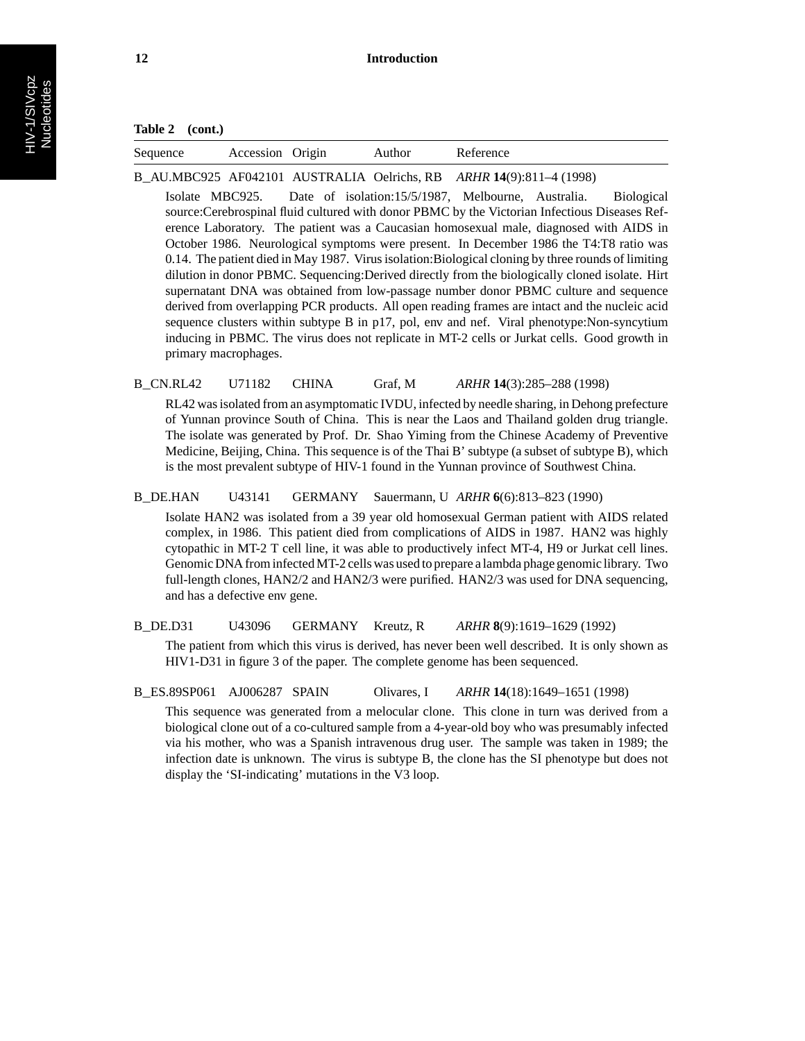**Table 2 (cont.)**

| Sequence | Accession | Origin | Author | Reference |
|---|---|---|---|---|
| B_AU.MBC925 | AF042101 | AUSTRALIA | Oelrichs, RB | *ARHR* **14**(9):811–4 (1998) |

Isolate MBC925. Date of isolation:15/5/1987, Melbourne, Australia. Biological source:Cerebrospinal fluid cultured with donor PBMC by the Victorian Infectious Diseases Reference Laboratory. The patient was a Caucasian homosexual male, diagnosed with AIDS in October 1986. Neurological symptoms were present. In December 1986 the T4:T8 ratio was 0.14. The patient died in May 1987. Virus isolation:Biological cloning by three rounds of limiting dilution in donor PBMC. Sequencing:Derived directly from the biologically cloned isolate. Hirt supernatant DNA was obtained from low-passage number donor PBMC culture and sequence derived from overlapping PCR products. All open reading frames are intact and the nucleic acid sequence clusters within subtype B in p17, pol, env and nef. Viral phenotype:Non-syncytium inducing in PBMC. The virus does not replicate in MT-2 cells or Jurkat cells. Good growth in primary macrophages.

| Sequence | Accession | Origin | Author | Reference |
|---|---|---|---|---|
| B_CN.RL42 | U71182 | CHINA | Graf, M | *ARHR* **14**(3):285–288 (1998) |

RL42 was isolated from an asymptomatic IVDU, infected by needle sharing, in Dehong prefecture of Yunnan province South of China. This is near the Laos and Thailand golden drug triangle. The isolate was generated by Prof. Dr. Shao Yiming from the Chinese Academy of Preventive Medicine, Beijing, China. This sequence is of the Thai B' subtype (a subset of subtype B), which is the most prevalent subtype of HIV-1 found in the Yunnan province of Southwest China.

| Sequence | Accession | Origin | Author | Reference |
|---|---|---|---|---|
| B_DE.HAN | U43141 | GERMANY | Sauermann, U | *ARHR* **6**(6):813–823 (1990) |

Isolate HAN2 was isolated from a 39 year old homosexual German patient with AIDS related complex, in 1986. This patient died from complications of AIDS in 1987. HAN2 was highly cytopathic in MT-2 T cell line, it was able to productively infect MT-4, H9 or Jurkat cell lines. Genomic DNA from infected MT-2 cells was used to prepare a lambda phage genomic library. Two full-length clones, HAN2/2 and HAN2/3 were purified. HAN2/3 was used for DNA sequencing, and has a defective env gene.

| Sequence | Accession | Origin | Author | Reference |
|---|---|---|---|---|
| B_DE.D31 | U43096 | GERMANY | Kreutz, R | *ARHR* **8**(9):1619–1629 (1992) |

The patient from which this virus is derived, has never been well described. It is only shown as HIV1-D31 in figure 3 of the paper. The complete genome has been sequenced.

| Sequence | Accession | Origin | Author | Reference |
|---|---|---|---|---|
| B_ES.89SP061 | AJ006287 | SPAIN | Olivares, I | *ARHR* **14**(18):1649–1651 (1998) |

This sequence was generated from a melocular clone. This clone in turn was derived from a biological clone out of a co-cultured sample from a 4-year-old boy who was presumably infected via his mother, who was a Spanish intravenous drug user. The sample was taken in 1989; the infection date is unknown. The virus is subtype B, the clone has the SI phenotype but does not display the 'SI-indicating' mutations in the V3 loop.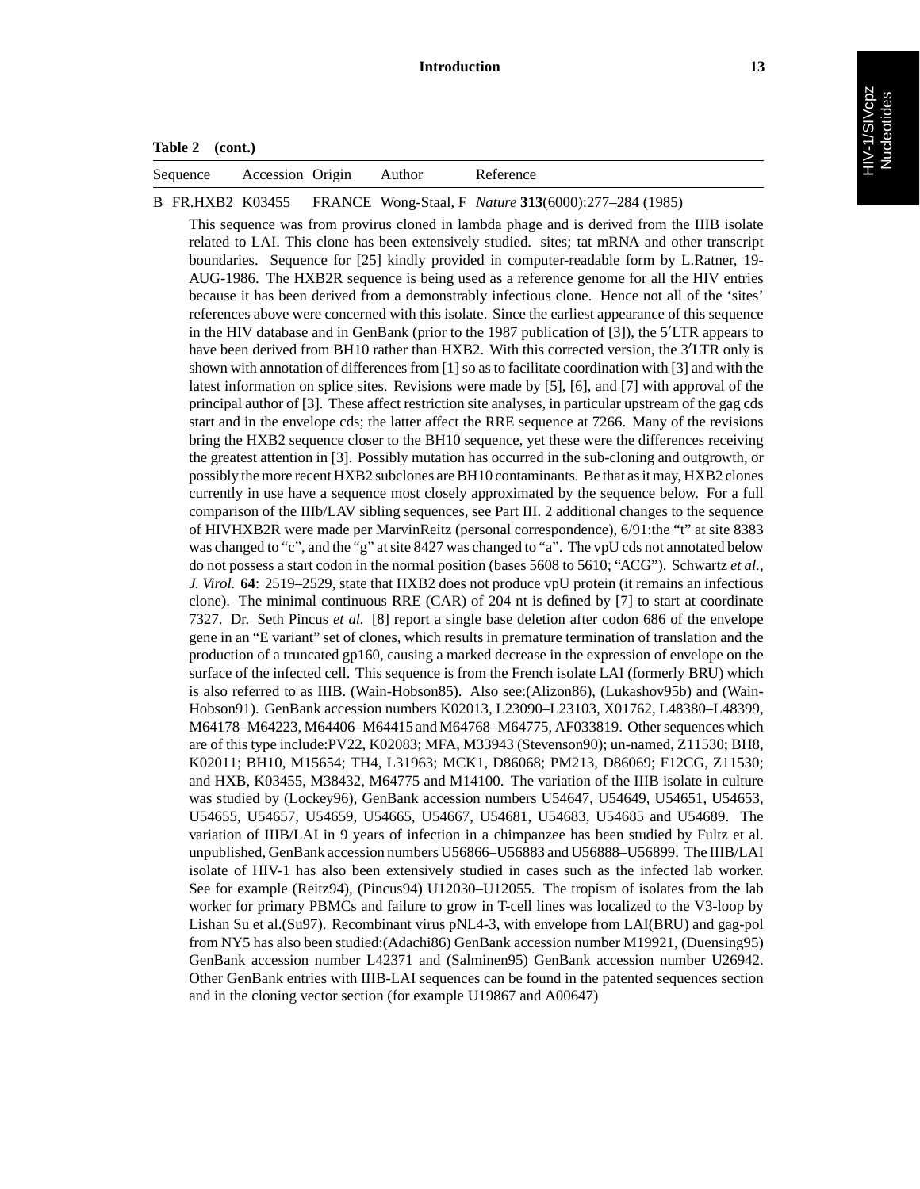**Table 2 (cont.)**

| Sequence | Accession | Origin | Author | Reference |
|---|---|---|---|---|
| B_FR.HXB2 | K03455 | FRANCE | Wong-Staal, F | *Nature* **313**(6000):277–284 (1985) |

This sequence was from provirus cloned in lambda phage and is derived from the IIIB isolate related to LAI. This clone has been extensively studied. sites; tat mRNA and other transcript boundaries. Sequence for [25] kindly provided in computer-readable form by L.Ratner, 19-AUG-1986. The HXB2R sequence is being used as a reference genome for all the HIV entries because it has been derived from a demonstrably infectious clone. Hence not all of the 'sites' references above were concerned with this isolate. Since the earliest appearance of this sequence in the HIV database and in GenBank (prior to the 1987 publication of [3]), the 5′LTR appears to have been derived from BH10 rather than HXB2. With this corrected version, the 3′LTR only is shown with annotation of differences from [1] so as to facilitate coordination with [3] and with the latest information on splice sites. Revisions were made by [5], [6], and [7] with approval of the principal author of [3]. These affect restriction site analyses, in particular upstream of the gag cds start and in the envelope cds; the latter affect the RRE sequence at 7266. Many of the revisions bring the HXB2 sequence closer to the BH10 sequence, yet these were the differences receiving the greatest attention in [3]. Possibly mutation has occurred in the sub-cloning and outgrowth, or possibly the more recent HXB2 subclones are BH10 contaminants. Be that as it may, HXB2 clones currently in use have a sequence most closely approximated by the sequence below. For a full comparison of the IIIb/LAV sibling sequences, see Part III. 2 additional changes to the sequence of HIVHXB2R were made per MarvinReitz (personal correspondence), 6/91:the "t" at site 8383 was changed to "c", and the "g" at site 8427 was changed to "a". The vpU cds not annotated below do not possess a start codon in the normal position (bases 5608 to 5610; "ACG"). Schwartz *et al., J. Virol.* **64**: 2519–2529, state that HXB2 does not produce vpU protein (it remains an infectious clone). The minimal continuous RRE (CAR) of 204 nt is defined by [7] to start at coordinate 7327. Dr. Seth Pincus *et al.* [8] report a single base deletion after codon 686 of the envelope gene in an "E variant" set of clones, which results in premature termination of translation and the production of a truncated gp160, causing a marked decrease in the expression of envelope on the surface of the infected cell. This sequence is from the French isolate LAI (formerly BRU) which is also referred to as IIIB. (Wain-Hobson85). Also see:(Alizon86), (Lukashov95b) and (Wain-Hobson91). GenBank accession numbers K02013, L23090–L23103, X01762, L48380–L48399, M64178–M64223, M64406–M64415 and M64768–M64775, AF033819. Other sequences which are of this type include:PV22, K02083; MFA, M33943 (Stevenson90); un-named, Z11530; BH8, K02011; BH10, M15654; TH4, L31963; MCK1, D86068; PM213, D86069; F12CG, Z11530; and HXB, K03455, M38432, M64775 and M14100. The variation of the IIIB isolate in culture was studied by (Lockey96), GenBank accession numbers U54647, U54649, U54651, U54653, U54655, U54657, U54659, U54665, U54667, U54681, U54683, U54685 and U54689. The variation of IIIB/LAI in 9 years of infection in a chimpanzee has been studied by Fultz et al. unpublished, GenBank accession numbers U56866–U56883 and U56888–U56899. The IIIB/LAI isolate of HIV-1 has also been extensively studied in cases such as the infected lab worker. See for example (Reitz94), (Pincus94) U12030–U12055. The tropism of isolates from the lab worker for primary PBMCs and failure to grow in T-cell lines was localized to the V3-loop by Lishan Su et al.(Su97). Recombinant virus pNL4-3, with envelope from LAI(BRU) and gag-pol from NY5 has also been studied:(Adachi86) GenBank accession number M19921, (Duensing95) GenBank accession number L42371 and (Salminen95) GenBank accession number U26942. Other GenBank entries with IIIB-LAI sequences can be found in the patented sequences section and in the cloning vector section (for example U19867 and A00647)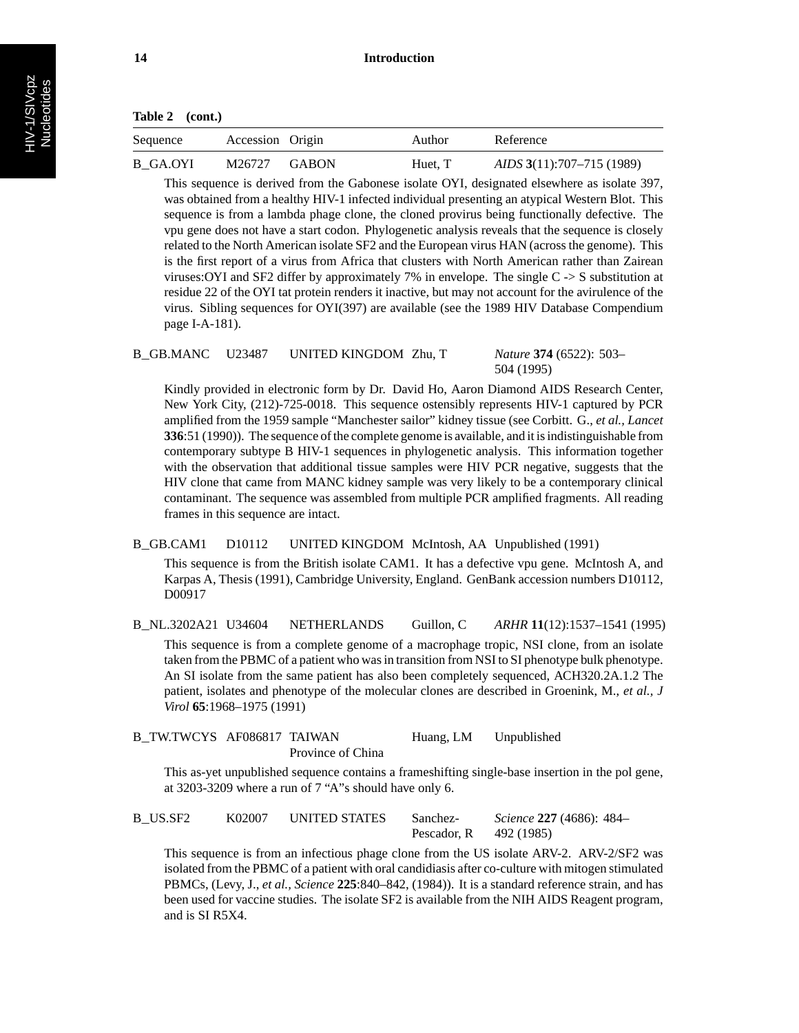**Table 2 (cont.)**

| Sequence | Accession | Origin | Author | Reference |
|---|---|---|---|---|
| B_GA.OYI | M26727 | GABON | Huet, T | *AIDS* **3**(11):707–715 (1989) |

This sequence is derived from the Gabonese isolate OYI, designated elsewhere as isolate 397, was obtained from a healthy HIV-1 infected individual presenting an atypical Western Blot. This sequence is from a lambda phage clone, the cloned provirus being functionally defective. The vpu gene does not have a start codon. Phylogenetic analysis reveals that the sequence is closely related to the North American isolate SF2 and the European virus HAN (across the genome). This is the first report of a virus from Africa that clusters with North American rather than Zairean viruses:OYI and SF2 differ by approximately 7% in envelope. The single C -> S substitution at residue 22 of the OYI tat protein renders it inactive, but may not account for the avirulence of the virus. Sibling sequences for OYI(397) are available (see the 1989 HIV Database Compendium page I-A-181).

| Sequence | Accession | Origin | Author | Reference |
|---|---|---|---|---|
| B_GB.MANC | U23487 | UNITED KINGDOM | Zhu, T | *Nature* **374** (6522): 503–504 (1995) |

Kindly provided in electronic form by Dr. David Ho, Aaron Diamond AIDS Research Center, New York City, (212)-725-0018. This sequence ostensibly represents HIV-1 captured by PCR amplified from the 1959 sample "Manchester sailor" kidney tissue (see Corbitt. G., *et al., Lancet* **336**:51 (1990)). The sequence of the complete genome is available, and it is indistinguishable from contemporary subtype B HIV-1 sequences in phylogenetic analysis. This information together with the observation that additional tissue samples were HIV PCR negative, suggests that the HIV clone that came from MANC kidney sample was very likely to be a contemporary clinical contaminant. The sequence was assembled from multiple PCR amplified fragments. All reading frames in this sequence are intact.

| Sequence | Accession | Origin | Author | Reference |
|---|---|---|---|---|
| B_GB.CAM1 | D10112 | UNITED KINGDOM | McIntosh, AA | Unpublished (1991) |

This sequence is from the British isolate CAM1. It has a defective vpu gene. McIntosh A, and Karpas A, Thesis (1991), Cambridge University, England. GenBank accession numbers D10112, D00917

| Sequence | Accession | Origin | Author | Reference |
|---|---|---|---|---|
| B_NL.3202A21 | U34604 | NETHERLANDS | Guillon, C | *ARHR* **11**(12):1537–1541 (1995) |

This sequence is from a complete genome of a macrophage tropic, NSI clone, from an isolate taken from the PBMC of a patient who was in transition from NSI to SI phenotype bulk phenotype. An SI isolate from the same patient has also been completely sequenced, ACH320.2A.1.2 The patient, isolates and phenotype of the molecular clones are described in Groenink, M., *et al., J Virol* **65**:1968–1975 (1991)

| Sequence | Accession | Origin | Author | Reference |
|---|---|---|---|---|
| B_TW.TWCYS | AF086817 | TAIWAN Province of China | Huang, LM | Unpublished |

This as-yet unpublished sequence contains a frameshifting single-base insertion in the pol gene, at 3203-3209 where a run of 7 "A"s should have only 6.

| Sequence | Accession | Origin | Author | Reference |
|---|---|---|---|---|
| B_US.SF2 | K02007 | UNITED STATES | Sanchez-Pescador, R | *Science* **227** (4686): 484–492 (1985) |

This sequence is from an infectious phage clone from the US isolate ARV-2. ARV-2/SF2 was isolated from the PBMC of a patient with oral candidiasis after co-culture with mitogen stimulated PBMCs, (Levy, J., *et al., Science* **225**:840–842, (1984)). It is a standard reference strain, and has been used for vaccine studies. The isolate SF2 is available from the NIH AIDS Reagent program, and is SI R5X4.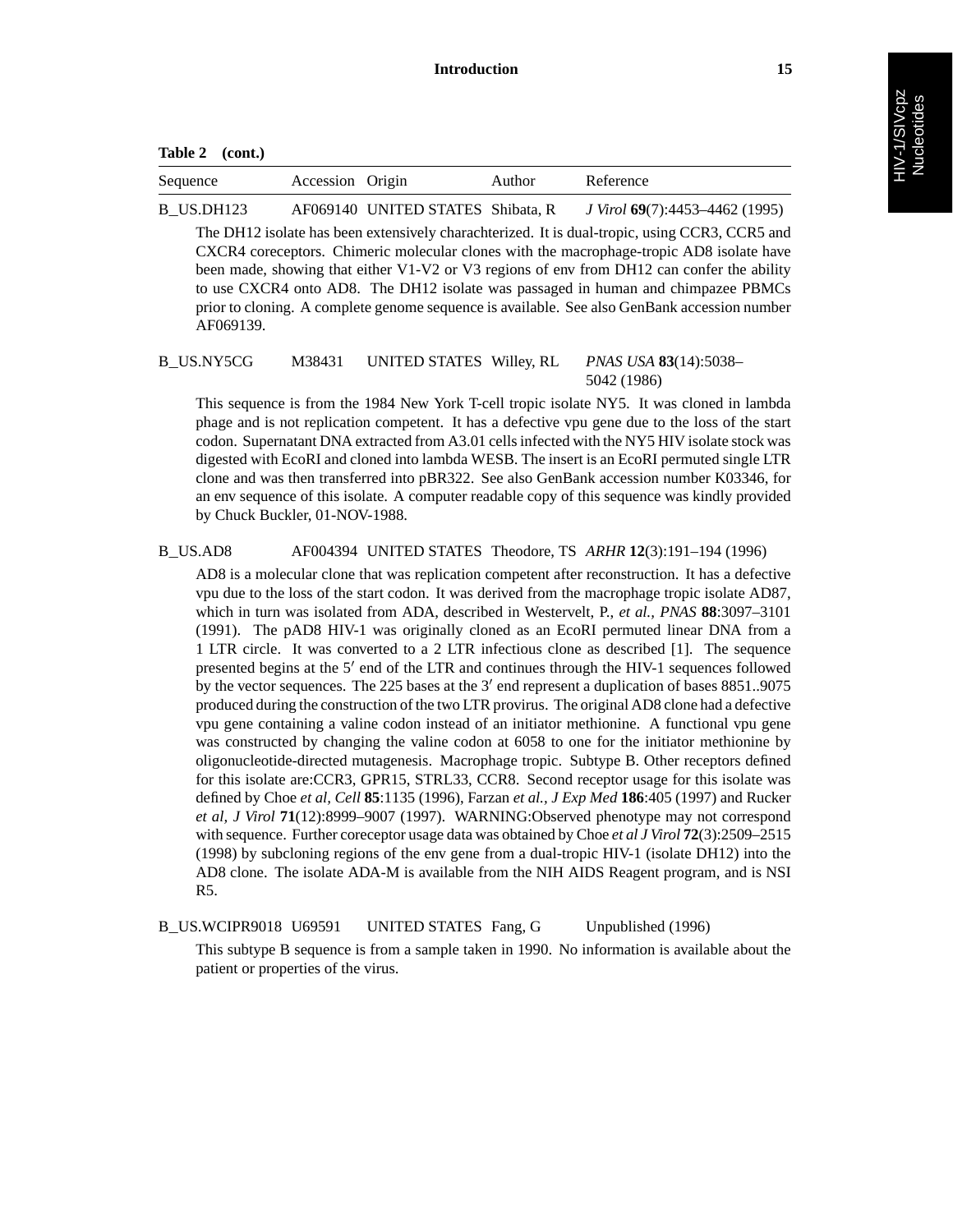**Table 2 (cont.)**

| Sequence | Accession | Origin | Author | Reference |
|---|---|---|---|---|
| B_US.DH123 | AF069140 | UNITED STATES | Shibata, R | *J Virol* **69**(7):4453–4462 (1995) |

The DH12 isolate has been extensively charachterized. It is dual-tropic, using CCR3, CCR5 and CXCR4 coreceptors. Chimeric molecular clones with the macrophage-tropic AD8 isolate have been made, showing that either V1-V2 or V3 regions of env from DH12 can confer the ability to use CXCR4 onto AD8. The DH12 isolate was passaged in human and chimpazee PBMCs prior to cloning. A complete genome sequence is available. See also GenBank accession number AF069139.

| Sequence | Accession | Origin | Author | Reference |
|---|---|---|---|---|
| B_US.NY5CG | M38431 | UNITED STATES | Willey, RL | *PNAS USA* **83**(14):5038–5042 (1986) |

This sequence is from the 1984 New York T-cell tropic isolate NY5. It was cloned in lambda phage and is not replication competent. It has a defective vpu gene due to the loss of the start codon. Supernatant DNA extracted from A3.01 cells infected with the NY5 HIV isolate stock was digested with EcoRI and cloned into lambda WESB. The insert is an EcoRI permuted single LTR clone and was then transferred into pBR322. See also GenBank accession number K03346, for an env sequence of this isolate. A computer readable copy of this sequence was kindly provided by Chuck Buckler, 01-NOV-1988.

| Sequence | Accession | Origin | Author | Reference |
|---|---|---|---|---|
| B_US.AD8 | AF004394 | UNITED STATES | Theodore, TS | *ARHR* **12**(3):191–194 (1996) |

AD8 is a molecular clone that was replication competent after reconstruction. It has a defective vpu due to the loss of the start codon. It was derived from the macrophage tropic isolate AD87, which in turn was isolated from ADA, described in Westervelt, P., *et al.*, *PNAS* **88**:3097–3101 (1991). The pAD8 HIV-1 was originally cloned as an EcoRI permuted linear DNA from a 1 LTR circle. It was converted to a 2 LTR infectious clone as described [1]. The sequence presented begins at the 5′ end of the LTR and continues through the HIV-1 sequences followed by the vector sequences. The 225 bases at the 3′ end represent a duplication of bases 8851..9075 produced during the construction of the two LTR provirus. The original AD8 clone had a defective vpu gene containing a valine codon instead of an initiator methionine. A functional vpu gene was constructed by changing the valine codon at 6058 to one for the initiator methionine by oligonucleotide-directed mutagenesis. Macrophage tropic. Subtype B. Other receptors defined for this isolate are:CCR3, GPR15, STRL33, CCR8. Second receptor usage for this isolate was defined by Choe *et al*, *Cell* **85**:1135 (1996), Farzan *et al.*, *J Exp Med* **186**:405 (1997) and Rucker *et al*, *J Virol* **71**(12):8999–9007 (1997). WARNING:Observed phenotype may not correspond with sequence. Further coreceptor usage data was obtained by Choe *et al J Virol* **72**(3):2509–2515 (1998) by subcloning regions of the env gene from a dual-tropic HIV-1 (isolate DH12) into the AD8 clone. The isolate ADA-M is available from the NIH AIDS Reagent program, and is NSI R5.

| Sequence | Accession | Origin | Author | Reference |
|---|---|---|---|---|
| B_US.WCIPR9018 | U69591 | UNITED STATES | Fang, G | Unpublished (1996) |

This subtype B sequence is from a sample taken in 1990. No information is available about the patient or properties of the virus.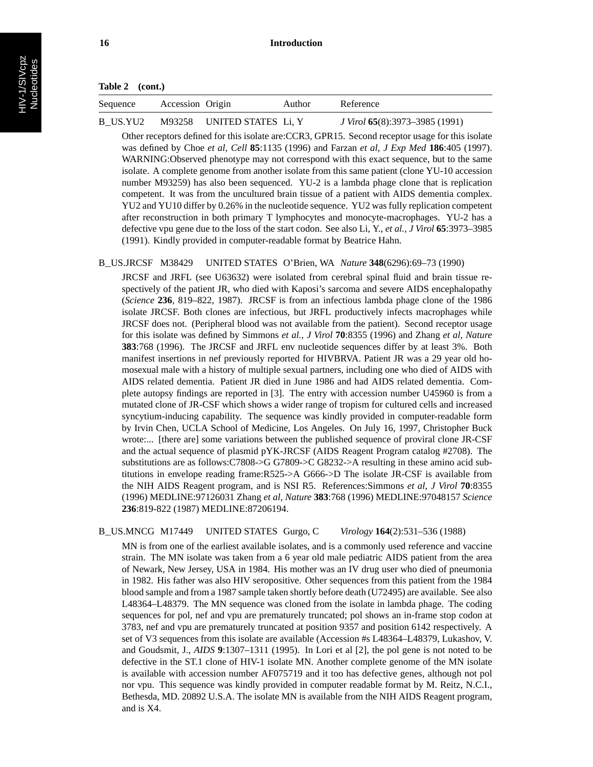**Table 2 (cont.)**

| Sequence | Accession | Origin | Author | Reference |
|---|---|---|---|---|
| B_US.YU2 | M93258 | UNITED STATES | Li, Y | *J Virol* **65**(8):3973–3985 (1991) |

Other receptors defined for this isolate are:CCR3, GPR15. Second receptor usage for this isolate was defined by Choe *et al, Cell* **85**:1135 (1996) and Farzan *et al, J Exp Med* **186**:405 (1997). WARNING:Observed phenotype may not correspond with this exact sequence, but to the same isolate. A complete genome from another isolate from this same patient (clone YU-10 accession number M93259) has also been sequenced. YU-2 is a lambda phage clone that is replication competent. It was from the uncultured brain tissue of a patient with AIDS dementia complex. YU2 and YU10 differ by 0.26% in the nucleotide sequence. YU2 was fully replication competent after reconstruction in both primary T lymphocytes and monocyte-macrophages. YU-2 has a defective vpu gene due to the loss of the start codon. See also Li, Y., *et al., J Virol* **65**:3973–3985 (1991). Kindly provided in computer-readable format by Beatrice Hahn.

| Sequence | Accession | Origin | Author | Reference |
|---|---|---|---|---|
| B_US.JRCSF | M38429 | UNITED STATES | O'Brien, WA | *Nature* **348**(6296):69–73 (1990) |

JRCSF and JRFL (see U63632) were isolated from cerebral spinal fluid and brain tissue respectively of the patient JR, who died with Kaposi's sarcoma and severe AIDS encephalopathy (*Science* **236**, 819–822, 1987). JRCSF is from an infectious lambda phage clone of the 1986 isolate JRCSF. Both clones are infectious, but JRFL productively infects macrophages while JRCSF does not. (Peripheral blood was not available from the patient). Second receptor usage for this isolate was defined by Simmons *et al., J Virol* **70**:8355 (1996) and Zhang *et al, Nature* **383**:768 (1996). The JRCSF and JRFL env nucleotide sequences differ by at least 3%. Both manifest insertions in nef previously reported for HIVBRVA. Patient JR was a 29 year old homosexual male with a history of multiple sexual partners, including one who died of AIDS with AIDS related dementia. Patient JR died in June 1986 and had AIDS related dementia. Complete autopsy findings are reported in [3]. The entry with accession number U45960 is from a mutated clone of JR-CSF which shows a wider range of tropism for cultured cells and increased syncytium-inducing capability. The sequence was kindly provided in computer-readable form by Irvin Chen, UCLA School of Medicine, Los Angeles. On July 16, 1997, Christopher Buck wrote:... [there are] some variations between the published sequence of proviral clone JR-CSF and the actual sequence of plasmid pYK-JRCSF (AIDS Reagent Program catalog #2708). The substitutions are as follows:C7808->G G7809->C G8232->A resulting in these amino acid substitutions in envelope reading frame:R525->A G666->D The isolate JR-CSF is available from the NIH AIDS Reagent program, and is NSI R5. References:Simmons *et al, J Virol* **70**:8355 (1996) MEDLINE:97126031 Zhang *et al, Nature* **383**:768 (1996) MEDLINE:97048157 *Science* **236**:819-822 (1987) MEDLINE:87206194.

| Sequence | Accession | Origin | Author | Reference |
|---|---|---|---|---|
| B_US.MNCG | M17449 | UNITED STATES | Gurgo, C | *Virology* **164**(2):531–536 (1988) |

MN is from one of the earliest available isolates, and is a commonly used reference and vaccine strain. The MN isolate was taken from a 6 year old male pediatric AIDS patient from the area of Newark, New Jersey, USA in 1984. His mother was an IV drug user who died of pneumonia in 1982. His father was also HIV seropositive. Other sequences from this patient from the 1984 blood sample and from a 1987 sample taken shortly before death (U72495) are available. See also L48364–L48379. The MN sequence was cloned from the isolate in lambda phage. The coding sequences for pol, nef and vpu are prematurely truncated; pol shows an in-frame stop codon at 3783, nef and vpu are prematurely truncated at position 9357 and position 6142 respectively. A set of V3 sequences from this isolate are available (Accession #s L48364–L48379, Lukashov, V. and Goudsmit, J., *AIDS* **9**:1307–1311 (1995). In Lori et al [2], the pol gene is not noted to be defective in the ST.1 clone of HIV-1 isolate MN. Another complete genome of the MN isolate is available with accession number AF075719 and it too has defective genes, although not pol nor vpu. This sequence was kindly provided in computer readable format by M. Reitz, N.C.I., Bethesda, MD. 20892 U.S.A. The isolate MN is available from the NIH AIDS Reagent program, and is X4.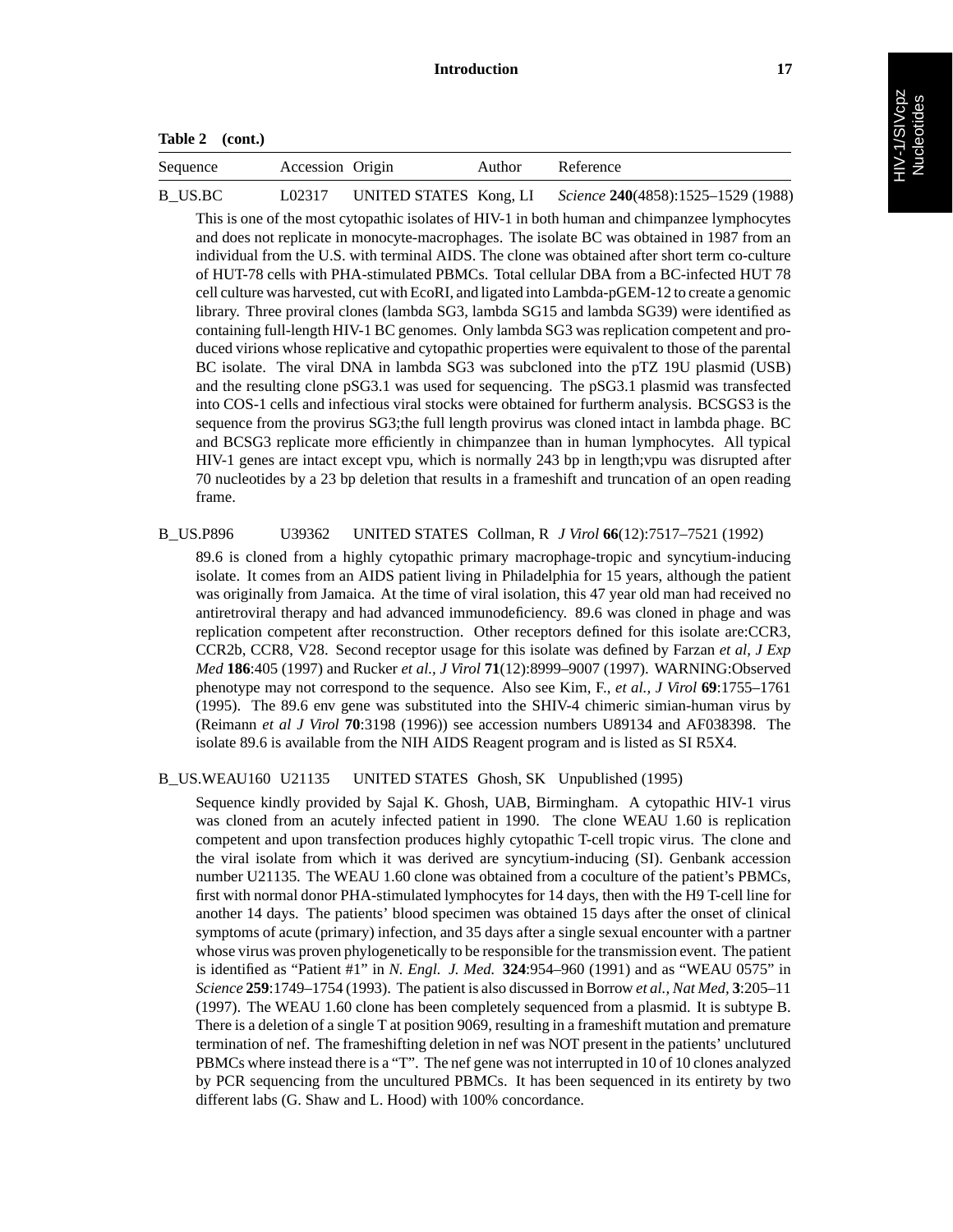**Table 2 (cont.)**

| Sequence | Accession | Origin | Author | Reference |
|---|---|---|---|---|
| B_US.BC | L02317 | UNITED STATES | Kong, LI | *Science* **240**(4858):1525–1529 (1988) |

This is one of the most cytopathic isolates of HIV-1 in both human and chimpanzee lymphocytes and does not replicate in monocyte-macrophages. The isolate BC was obtained in 1987 from an individual from the U.S. with terminal AIDS. The clone was obtained after short term co-culture of HUT-78 cells with PHA-stimulated PBMCs. Total cellular DBA from a BC-infected HUT 78 cell culture was harvested, cut with EcoRI, and ligated into Lambda-pGEM-12 to create a genomic library. Three proviral clones (lambda SG3, lambda SG15 and lambda SG39) were identified as containing full-length HIV-1 BC genomes. Only lambda SG3 was replication competent and produced virions whose replicative and cytopathic properties were equivalent to those of the parental BC isolate. The viral DNA in lambda SG3 was subcloned into the pTZ 19U plasmid (USB) and the resulting clone pSG3.1 was used for sequencing. The pSG3.1 plasmid was transfected into COS-1 cells and infectious viral stocks were obtained for furtherm analysis. BCSGS3 is the sequence from the provirus SG3;the full length provirus was cloned intact in lambda phage. BC and BCSG3 replicate more efficiently in chimpanzee than in human lymphocytes. All typical HIV-1 genes are intact except vpu, which is normally 243 bp in length;vpu was disrupted after 70 nucleotides by a 23 bp deletion that results in a frameshift and truncation of an open reading frame.

| Sequence | Accession | Origin | Author | Reference |
|---|---|---|---|---|
| B_US.P896 | U39362 | UNITED STATES | Collman, R | *J Virol* **66**(12):7517–7521 (1992) |

89.6 is cloned from a highly cytopathic primary macrophage-tropic and syncytium-inducing isolate. It comes from an AIDS patient living in Philadelphia for 15 years, although the patient was originally from Jamaica. At the time of viral isolation, this 47 year old man had received no antiretroviral therapy and had advanced immunodeficiency. 89.6 was cloned in phage and was replication competent after reconstruction. Other receptors defined for this isolate are:CCR3, CCR2b, CCR8, V28. Second receptor usage for this isolate was defined by Farzan *et al*, *J Exp Med* **186**:405 (1997) and Rucker *et al., J Virol* **71**(12):8999–9007 (1997). WARNING:Observed phenotype may not correspond to the sequence. Also see Kim, F., *et al., J Virol* **69**:1755–1761 (1995). The 89.6 env gene was substituted into the SHIV-4 chimeric simian-human virus by (Reimann *et al J Virol* **70**:3198 (1996)) see accession numbers U89134 and AF038398. The isolate 89.6 is available from the NIH AIDS Reagent program and is listed as SI R5X4.

| Sequence | Accession | Origin | Author | Reference |
|---|---|---|---|---|
| B_US.WEAU160 | U21135 | UNITED STATES | Ghosh, SK | Unpublished (1995) |

Sequence kindly provided by Sajal K. Ghosh, UAB, Birmingham. A cytopathic HIV-1 virus was cloned from an acutely infected patient in 1990. The clone WEAU 1.60 is replication competent and upon transfection produces highly cytopathic T-cell tropic virus. The clone and the viral isolate from which it was derived are syncytium-inducing (SI). Genbank accession number U21135. The WEAU 1.60 clone was obtained from a coculture of the patient's PBMCs, first with normal donor PHA-stimulated lymphocytes for 14 days, then with the H9 T-cell line for another 14 days. The patients' blood specimen was obtained 15 days after the onset of clinical symptoms of acute (primary) infection, and 35 days after a single sexual encounter with a partner whose virus was proven phylogenetically to be responsible for the transmission event. The patient is identified as "Patient #1" in *N. Engl. J. Med.* **324**:954–960 (1991) and as "WEAU 0575" in *Science* **259**:1749–1754 (1993). The patient is also discussed in Borrow *et al., Nat Med,* **3**:205–11 (1997). The WEAU 1.60 clone has been completely sequenced from a plasmid. It is subtype B. There is a deletion of a single T at position 9069, resulting in a frameshift mutation and premature termination of nef. The frameshifting deletion in nef was NOT present in the patients' uncultured PBMCs where instead there is a "T". The nef gene was not interrupted in 10 of 10 clones analyzed by PCR sequencing from the uncultured PBMCs. It has been sequenced in its entirety by two different labs (G. Shaw and L. Hood) with 100% concordance.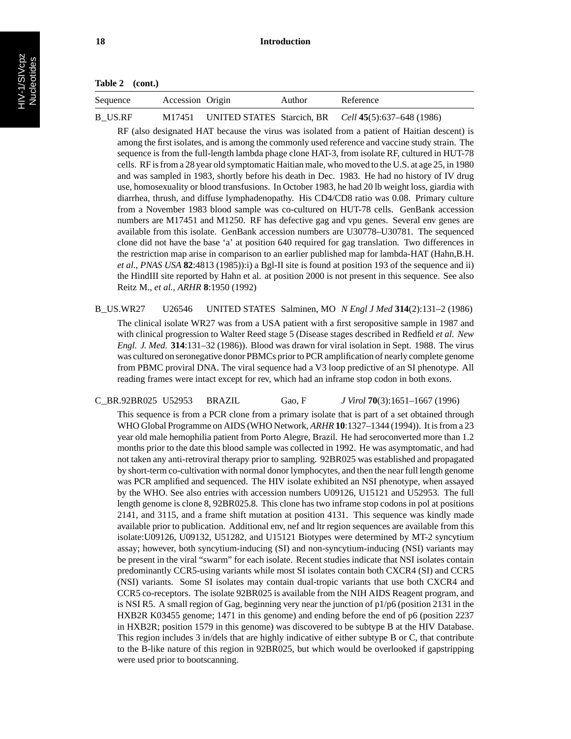**Table 2 (cont.)**

| Sequence | Accession | Origin | Author | Reference |
|---|---|---|---|---|
| B_US.RF | M17451 | UNITED STATES | Starcich, BR | *Cell* **45**(5):637–648 (1986) |

RF (also designated HAT because the virus was isolated from a patient of Haitian descent) is among the first isolates, and is among the commonly used reference and vaccine study strain. The sequence is from the full-length lambda phage clone HAT-3, from isolate RF, cultured in HUT-78 cells. RF is from a 28 year old symptomatic Haitian male, who moved to the U.S. at age 25, in 1980 and was sampled in 1983, shortly before his death in Dec. 1983. He had no history of IV drug use, homosexuality or blood transfusions. In October 1983, he had 20 lb weight loss, giardia with diarrhea, thrush, and diffuse lymphadenopathy. His CD4/CD8 ratio was 0.08. Primary culture from a November 1983 blood sample was co-cultured on HUT-78 cells. GenBank accession numbers are M17451 and M1250. RF has defective gag and vpu genes. Several env genes are available from this isolate. GenBank accession numbers are U30778–U30781. The sequenced clone did not have the base 'a' at position 640 required for gag translation. Two differences in the restriction map arise in comparison to an earlier published map for lambda-HAT (Hahn,B.H. *et al., PNAS USA* **82**:4813 (1985)):i) a Bgl-II site is found at position 193 of the sequence and ii) the HindIII site reported by Hahn et al. at position 2000 is not present in this sequence. See also Reitz M., *et al., ARHR* **8**:1950 (1992)

| Sequence | Accession | Origin | Author | Reference |
|---|---|---|---|---|
| B_US.WR27 | U26546 | UNITED STATES | Salminen, MO | *N Engl J Med* **314**(2):131–2 (1986) |

The clinical isolate WR27 was from a USA patient with a first seropositive sample in 1987 and with clinical progression to Walter Reed stage 5 (Disease stages described in Redfield *et al. New Engl. J. Med.* **314**:131–32 (1986)). Blood was drawn for viral isolation in Sept. 1988. The virus was cultured on seronegative donor PBMCs prior to PCR amplification of nearly complete genome from PBMC proviral DNA. The viral sequence had a V3 loop predictive of an SI phenotype. All reading frames were intact except for rev, which had an inframe stop codon in both exons.

| Sequence | Accession | Origin | Author | Reference |
|---|---|---|---|---|
| C_BR.92BR025 | U52953 | BRAZIL | Gao, F | *J Virol* **70**(3):1651–1667 (1996) |

This sequence is from a PCR clone from a primary isolate that is part of a set obtained through WHO Global Programme on AIDS (WHO Network, *ARHR* **10**:1327–1344 (1994)). It is from a 23 year old male hemophilia patient from Porto Alegre, Brazil. He had seroconverted more than 1.2 months prior to the date this blood sample was collected in 1992. He was asymptomatic, and had not taken any anti-retroviral therapy prior to sampling. 92BR025 was established and propagated by short-term co-cultivation with normal donor lymphocytes, and then the near full length genome was PCR amplified and sequenced. The HIV isolate exhibited an NSI phenotype, when assayed by the WHO. See also entries with accession numbers U09126, U15121 and U52953. The full length genome is clone 8, 92BR025.8. This clone has two inframe stop codons in pol at positions 2141, and 3115, and a frame shift mutation at position 4131. This sequence was kindly made available prior to publication. Additional env, nef and ltr region sequences are available from this isolate:U09126, U09132, U51282, and U15121 Biotypes were determined by MT-2 syncytium assay; however, both syncytium-inducing (SI) and non-syncytium-inducing (NSI) variants may be present in the viral "swarm" for each isolate. Recent studies indicate that NSI isolates contain predominantly CCR5-using variants while most SI isolates contain both CXCR4 (SI) and CCR5 (NSI) variants. Some SI isolates may contain dual-tropic variants that use both CXCR4 and CCR5 co-receptors. The isolate 92BR025 is available from the NIH AIDS Reagent program, and is NSI R5. A small region of Gag, beginning very near the junction of p1/p6 (position 2131 in the HXB2R K03455 genome; 1471 in this genome) and ending before the end of p6 (position 2237 in HXB2R; position 1579 in this genome) was discovered to be subtype B at the HIV Database. This region includes 3 in/dels that are highly indicative of either subtype B or C, that contribute to the B-like nature of this region in 92BR025, but which would be overlooked if gapstripping were used prior to bootscanning.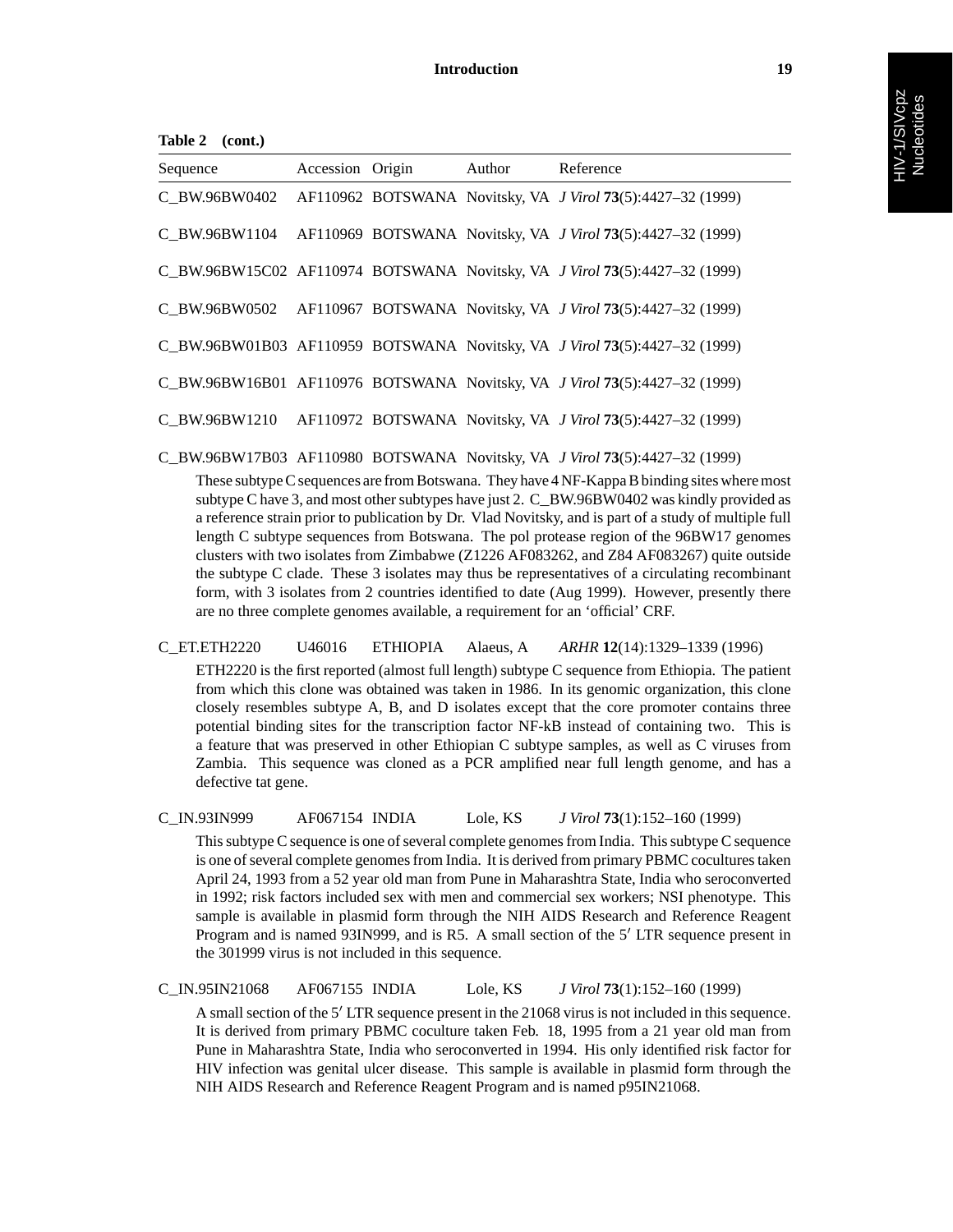**Table 2 (cont.)**

| Sequence | Accession | Origin | Author | Reference |
|---|---|---|---|---|
| C_BW.96BW0402 | AF110962 | BOTSWANA | Novitsky, VA | *J Virol* **73**(5):4427–32 (1999) |
| C_BW.96BW1104 | AF110969 | BOTSWANA | Novitsky, VA | *J Virol* **73**(5):4427–32 (1999) |
| C_BW.96BW15C02 | AF110974 | BOTSWANA | Novitsky, VA | *J Virol* **73**(5):4427–32 (1999) |
| C_BW.96BW0502 | AF110967 | BOTSWANA | Novitsky, VA | *J Virol* **73**(5):4427–32 (1999) |
| C_BW.96BW01B03 | AF110959 | BOTSWANA | Novitsky, VA | *J Virol* **73**(5):4427–32 (1999) |
| C_BW.96BW16B01 | AF110976 | BOTSWANA | Novitsky, VA | *J Virol* **73**(5):4427–32 (1999) |
| C_BW.96BW1210 | AF110972 | BOTSWANA | Novitsky, VA | *J Virol* **73**(5):4427–32 (1999) |
| C_BW.96BW17B03 | AF110980 | BOTSWANA | Novitsky, VA | *J Virol* **73**(5):4427–32 (1999) |

These subtype C sequences are from Botswana. They have 4 NF-Kappa B binding sites where most subtype C have 3, and most other subtypes have just 2. C_BW.96BW0402 was kindly provided as a reference strain prior to publication by Dr. Vlad Novitsky, and is part of a study of multiple full length C subtype sequences from Botswana. The pol protease region of the 96BW17 genomes clusters with two isolates from Zimbabwe (Z1226 AF083262, and Z84 AF083267) quite outside the subtype C clade. These 3 isolates may thus be representatives of a circulating recombinant form, with 3 isolates from 2 countries identified to date (Aug 1999). However, presently there are no three complete genomes available, a requirement for an 'official' CRF.

| Sequence | Accession | Origin | Author | Reference |
|---|---|---|---|---|
| C_ET.ETH2220 | U46016 | ETHIOPIA | Alaeus, A | *ARHR* **12**(14):1329–1339 (1996) |

ETH2220 is the first reported (almost full length) subtype C sequence from Ethiopia. The patient from which this clone was obtained was taken in 1986. In its genomic organization, this clone closely resembles subtype A, B, and D isolates except that the core promoter contains three potential binding sites for the transcription factor NF-kB instead of containing two. This is a feature that was preserved in other Ethiopian C subtype samples, as well as C viruses from Zambia. This sequence was cloned as a PCR amplified near full length genome, and has a defective tat gene.

| Sequence | Accession | Origin | Author | Reference |
|---|---|---|---|---|
| C_IN.93IN999 | AF067154 | INDIA | Lole, KS | *J Virol* **73**(1):152–160 (1999) |

This subtype C sequence is one of several complete genomes from India. This subtype C sequence is one of several complete genomes from India. It is derived from primary PBMC cocultures taken April 24, 1993 from a 52 year old man from Pune in Maharashtra State, India who seroconverted in 1992; risk factors included sex with men and commercial sex workers; NSI phenotype. This sample is available in plasmid form through the NIH AIDS Research and Reference Reagent Program and is named 93IN999, and is R5. A small section of the 5′ LTR sequence present in the 301999 virus is not included in this sequence.

| Sequence | Accession | Origin | Author | Reference |
|---|---|---|---|---|
| C_IN.95IN21068 | AF067155 | INDIA | Lole, KS | *J Virol* **73**(1):152–160 (1999) |

A small section of the 5′ LTR sequence present in the 21068 virus is not included in this sequence. It is derived from primary PBMC coculture taken Feb. 18, 1995 from a 21 year old man from Pune in Maharashtra State, India who seroconverted in 1994. His only identified risk factor for HIV infection was genital ulcer disease. This sample is available in plasmid form through the NIH AIDS Research and Reference Reagent Program and is named p95IN21068.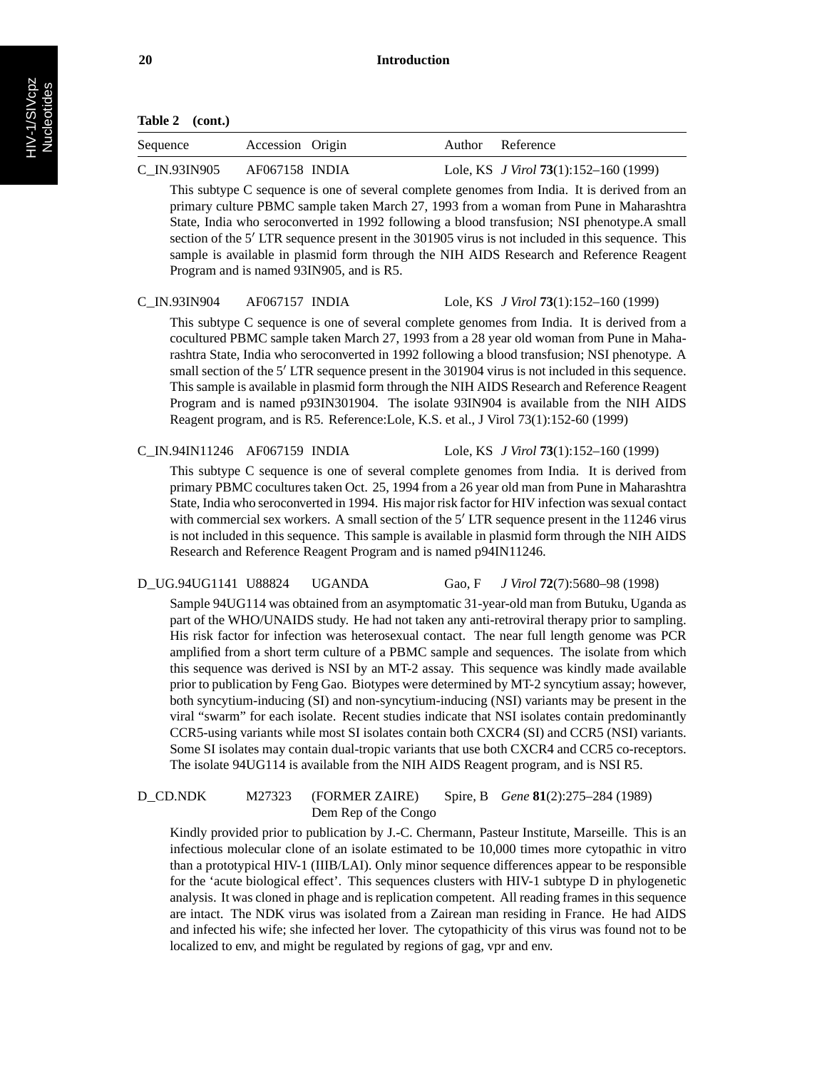**Table 2 (cont.)**

| Sequence | Accession | Origin | Author | Reference |
|---|---|---|---|---|
| C_IN.93IN905 | AF067158 | INDIA | Lole, KS | *J Virol* **73**(1):152–160 (1999) |

This subtype C sequence is one of several complete genomes from India. It is derived from an primary culture PBMC sample taken March 27, 1993 from a woman from Pune in Maharashtra State, India who seroconverted in 1992 following a blood transfusion; NSI phenotype.A small section of the 5′ LTR sequence present in the 301905 virus is not included in this sequence. This sample is available in plasmid form through the NIH AIDS Research and Reference Reagent Program and is named 93IN905, and is R5.

| Sequence | Accession | Origin | Author | Reference |
|---|---|---|---|---|
| C_IN.93IN904 | AF067157 | INDIA | Lole, KS | *J Virol* **73**(1):152–160 (1999) |

This subtype C sequence is one of several complete genomes from India. It is derived from a cocultured PBMC sample taken March 27, 1993 from a 28 year old woman from Pune in Maharashtra State, India who seroconverted in 1992 following a blood transfusion; NSI phenotype. A small section of the 5′ LTR sequence present in the 301904 virus is not included in this sequence. This sample is available in plasmid form through the NIH AIDS Research and Reference Reagent Program and is named p93IN301904. The isolate 93IN904 is available from the NIH AIDS Reagent program, and is R5. Reference:Lole, K.S. et al., J Virol 73(1):152-60 (1999)

| Sequence | Accession | Origin | Author | Reference |
|---|---|---|---|---|
| C_IN.94IN11246 | AF067159 | INDIA | Lole, KS | *J Virol* **73**(1):152–160 (1999) |

This subtype C sequence is one of several complete genomes from India. It is derived from primary PBMC cocultures taken Oct. 25, 1994 from a 26 year old man from Pune in Maharashtra State, India who seroconverted in 1994. His major risk factor for HIV infection was sexual contact with commercial sex workers. A small section of the 5′ LTR sequence present in the 11246 virus is not included in this sequence. This sample is available in plasmid form through the NIH AIDS Research and Reference Reagent Program and is named p94IN11246.

| Sequence | Accession | Origin | Author | Reference |
|---|---|---|---|---|
| D_UG.94UG1141 | U88824 | UGANDA | Gao, F | *J Virol* **72**(7):5680–98 (1998) |

Sample 94UG114 was obtained from an asymptomatic 31-year-old man from Butuku, Uganda as part of the WHO/UNAIDS study. He had not taken any anti-retroviral therapy prior to sampling. His risk factor for infection was heterosexual contact. The near full length genome was PCR amplified from a short term culture of a PBMC sample and sequences. The isolate from which this sequence was derived is NSI by an MT-2 assay. This sequence was kindly made available prior to publication by Feng Gao. Biotypes were determined by MT-2 syncytium assay; however, both syncytium-inducing (SI) and non-syncytium-inducing (NSI) variants may be present in the viral "swarm" for each isolate. Recent studies indicate that NSI isolates contain predominantly CCR5-using variants while most SI isolates contain both CXCR4 (SI) and CCR5 (NSI) variants. Some SI isolates may contain dual-tropic variants that use both CXCR4 and CCR5 co-receptors. The isolate 94UG114 is available from the NIH AIDS Reagent program, and is NSI R5.

| Sequence | Accession | Origin | Author | Reference |
|---|---|---|---|---|
| D_CD.NDK | M27323 | (FORMER ZAIRE) Dem Rep of the Congo | Spire, B | *Gene* **81**(2):275–284 (1989) |

Kindly provided prior to publication by J.-C. Chermann, Pasteur Institute, Marseille. This is an infectious molecular clone of an isolate estimated to be 10,000 times more cytopathic in vitro than a prototypical HIV-1 (IIIB/LAI). Only minor sequence differences appear to be responsible for the 'acute biological effect'. This sequences clusters with HIV-1 subtype D in phylogenetic analysis. It was cloned in phage and is replication competent. All reading frames in this sequence are intact. The NDK virus was isolated from a Zairean man residing in France. He had AIDS and infected his wife; she infected her lover. The cytopathicity of this virus was found not to be localized to env, and might be regulated by regions of gag, vpr and env.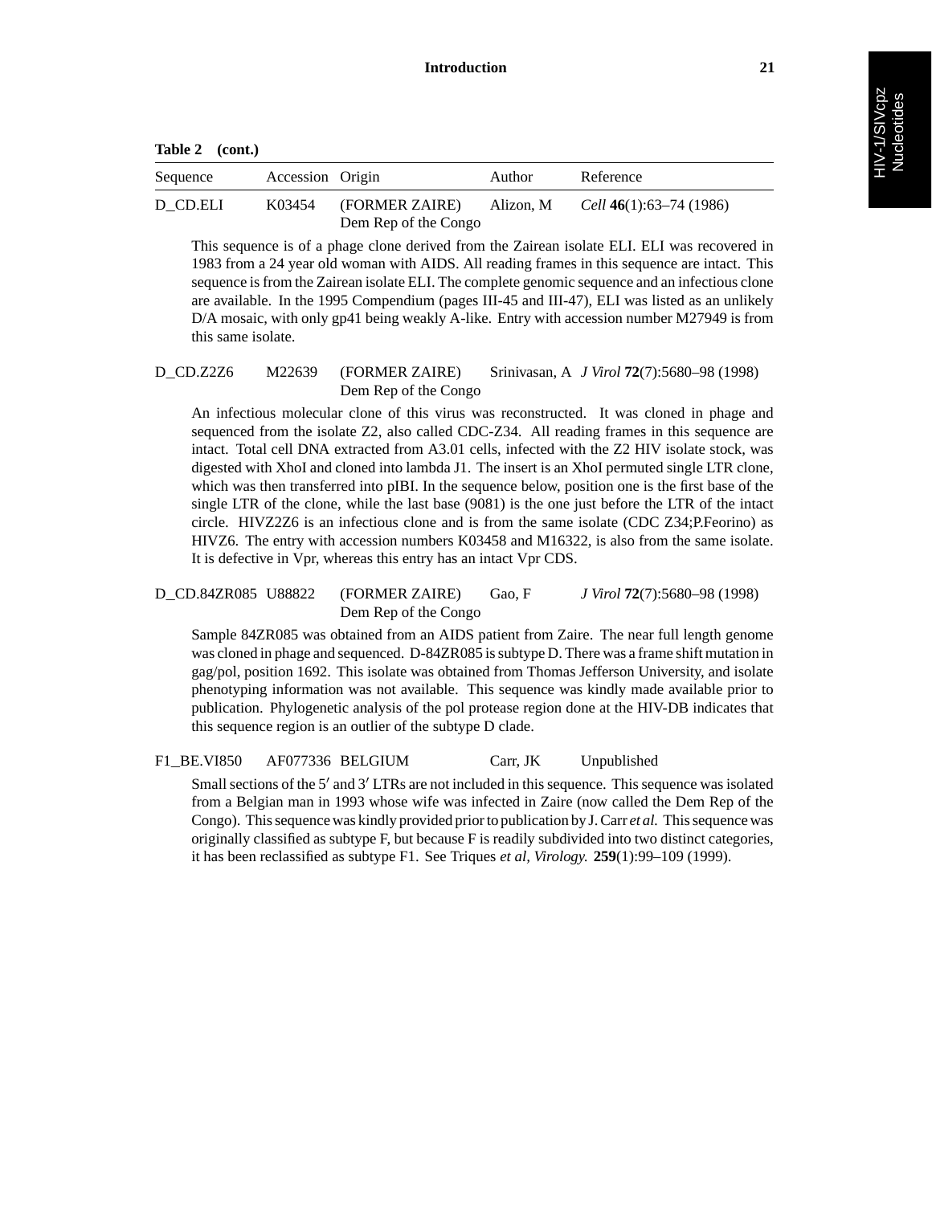**Table 2 (cont.)**

| Sequence | Accession | Origin | Author | Reference |
|---|---|---|---|---|
| D_CD.ELI | K03454 | (FORMER ZAIRE) Dem Rep of the Congo | Alizon, M | *Cell* **46**(1):63–74 (1986) |

This sequence is of a phage clone derived from the Zairean isolate ELI. ELI was recovered in 1983 from a 24 year old woman with AIDS. All reading frames in this sequence are intact. This sequence is from the Zairean isolate ELI. The complete genomic sequence and an infectious clone are available. In the 1995 Compendium (pages III-45 and III-47), ELI was listed as an unlikely D/A mosaic, with only gp41 being weakly A-like. Entry with accession number M27949 is from this same isolate.

| Sequence | Accession | Origin | Author | Reference |
|---|---|---|---|---|
| D_CD.Z2Z6 | M22639 | (FORMER ZAIRE) Dem Rep of the Congo | Srinivasan, A | *J Virol* **72**(7):5680–98 (1998) |

An infectious molecular clone of this virus was reconstructed. It was cloned in phage and sequenced from the isolate Z2, also called CDC-Z34. All reading frames in this sequence are intact. Total cell DNA extracted from A3.01 cells, infected with the Z2 HIV isolate stock, was digested with XhoI and cloned into lambda J1. The insert is an XhoI permuted single LTR clone, which was then transferred into pIBI. In the sequence below, position one is the first base of the single LTR of the clone, while the last base (9081) is the one just before the LTR of the intact circle. HIVZ2Z6 is an infectious clone and is from the same isolate (CDC Z34;P.Feorino) as HIVZ6. The entry with accession numbers K03458 and M16322, is also from the same isolate. It is defective in Vpr, whereas this entry has an intact Vpr CDS.

| Sequence | Accession | Origin | Author | Reference |
|---|---|---|---|---|
| D_CD.84ZR085 | U88822 | (FORMER ZAIRE) Dem Rep of the Congo | Gao, F | *J Virol* **72**(7):5680–98 (1998) |

Sample 84ZR085 was obtained from an AIDS patient from Zaire. The near full length genome was cloned in phage and sequenced. D-84ZR085 is subtype D. There was a frame shift mutation in gag/pol, position 1692. This isolate was obtained from Thomas Jefferson University, and isolate phenotyping information was not available. This sequence was kindly made available prior to publication. Phylogenetic analysis of the pol protease region done at the HIV-DB indicates that this sequence region is an outlier of the subtype D clade.

| Sequence | Accession | Origin | Author | Reference |
|---|---|---|---|---|
| F1_BE.VI850 | AF077336 | BELGIUM | Carr, JK | Unpublished |

Small sections of the 5′ and 3′ LTRs are not included in this sequence. This sequence was isolated from a Belgian man in 1993 whose wife was infected in Zaire (now called the Dem Rep of the Congo). This sequence was kindly provided prior to publication by J. Carr *et al.* This sequence was originally classified as subtype F, but because F is readily subdivided into two distinct categories, it has been reclassified as subtype F1. See Triques *et al*, *Virology.* **259**(1):99–109 (1999).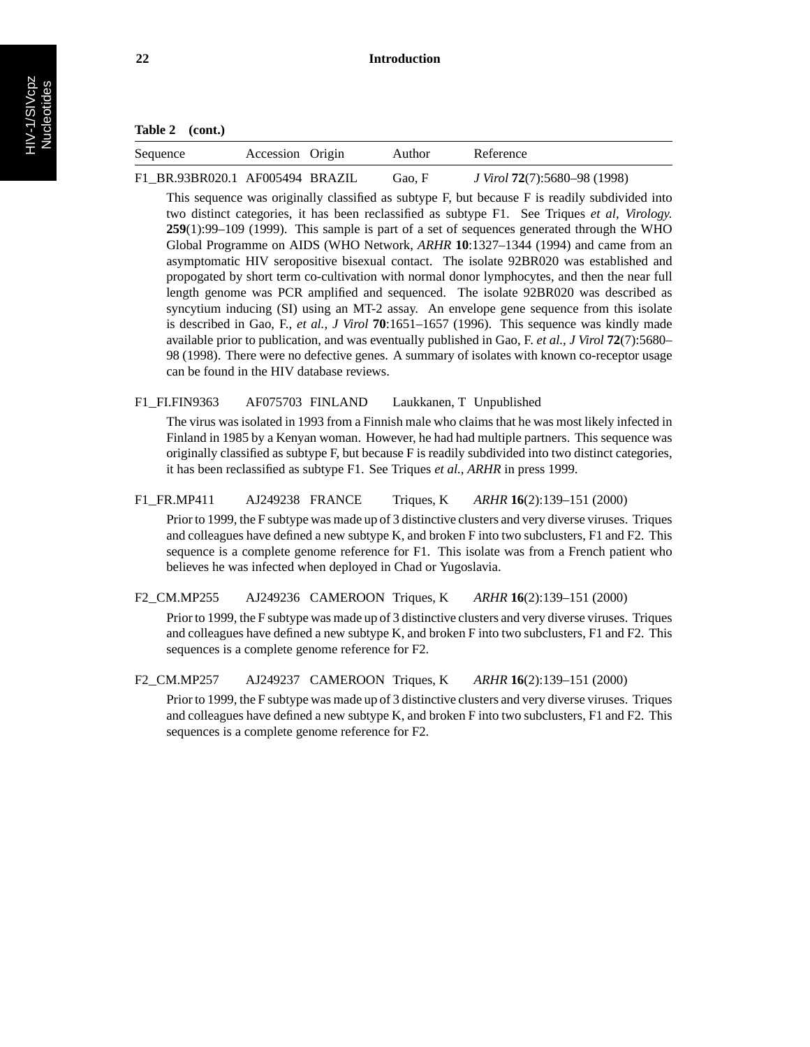**Table 2 (cont.)**

| Sequence | Accession | Origin | Author | Reference |
|---|---|---|---|---|
| F1_BR.93BR020.1 | AF005494 | BRAZIL | Gao, F | *J Virol* **72**(7):5680–98 (1998) |

This sequence was originally classified as subtype F, but because F is readily subdivided into two distinct categories, it has been reclassified as subtype F1. See Triques *et al, Virology.* **259**(1):99–109 (1999). This sample is part of a set of sequences generated through the WHO Global Programme on AIDS (WHO Network, *ARHR* **10**:1327–1344 (1994) and came from an asymptomatic HIV seropositive bisexual contact. The isolate 92BR020 was established and propogated by short term co-cultivation with normal donor lymphocytes, and then the near full length genome was PCR amplified and sequenced. The isolate 92BR020 was described as syncytium inducing (SI) using an MT-2 assay. An envelope gene sequence from this isolate is described in Gao, F., *et al., J Virol* **70**:1651–1657 (1996). This sequence was kindly made available prior to publication, and was eventually published in Gao, F. *et al., J Virol* **72**(7):5680–98 (1998). There were no defective genes. A summary of isolates with known co-receptor usage can be found in the HIV database reviews.

| Sequence | Accession | Origin | Author | Reference |
|---|---|---|---|---|
| F1_FI.FIN9363 | AF075703 | FINLAND | Laukkanen, T | Unpublished |

The virus was isolated in 1993 from a Finnish male who claims that he was most likely infected in Finland in 1985 by a Kenyan woman. However, he had had multiple partners. This sequence was originally classified as subtype F, but because F is readily subdivided into two distinct categories, it has been reclassified as subtype F1. See Triques *et al., ARHR* in press 1999.

| Sequence | Accession | Origin | Author | Reference |
|---|---|---|---|---|
| F1_FR.MP411 | AJ249238 | FRANCE | Triques, K | *ARHR* **16**(2):139–151 (2000) |

Prior to 1999, the F subtype was made up of 3 distinctive clusters and very diverse viruses. Triques and colleagues have defined a new subtype K, and broken F into two subclusters, F1 and F2. This sequence is a complete genome reference for F1. This isolate was from a French patient who believes he was infected when deployed in Chad or Yugoslavia.

| Sequence | Accession | Origin | Author | Reference |
|---|---|---|---|---|
| F2_CM.MP255 | AJ249236 | CAMEROON | Triques, K | *ARHR* **16**(2):139–151 (2000) |

Prior to 1999, the F subtype was made up of 3 distinctive clusters and very diverse viruses. Triques and colleagues have defined a new subtype K, and broken F into two subclusters, F1 and F2. This sequences is a complete genome reference for F2.

| Sequence | Accession | Origin | Author | Reference |
|---|---|---|---|---|
| F2_CM.MP257 | AJ249237 | CAMEROON | Triques, K | *ARHR* **16**(2):139–151 (2000) |

Prior to 1999, the F subtype was made up of 3 distinctive clusters and very diverse viruses. Triques and colleagues have defined a new subtype K, and broken F into two subclusters, F1 and F2. This sequences is a complete genome reference for F2.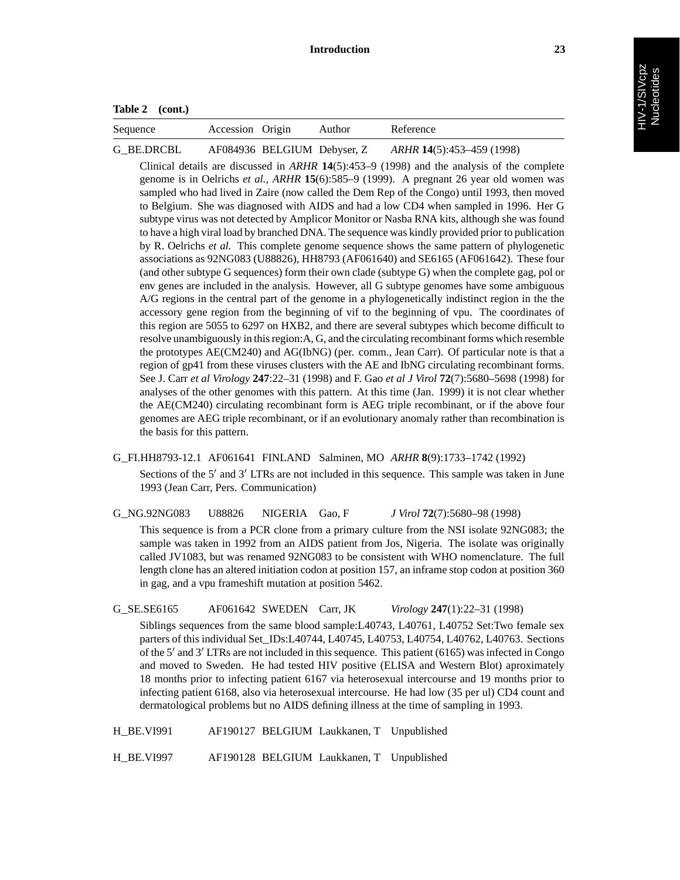**Table 2 (cont.)**

| Sequence | Accession | Origin | Author | Reference |
|---|---|---|---|---|
| G_BE.DRCBL | AF084936 | BELGIUM | Debyser, Z | *ARHR* **14**(5):453–459 (1998) |

Clinical details are discussed in *ARHR* **14**(5):453–9 (1998) and the analysis of the complete genome is in Oelrichs *et al.*, *ARHR* **15**(6):585–9 (1999). A pregnant 26 year old women was sampled who had lived in Zaire (now called the Dem Rep of the Congo) until 1993, then moved to Belgium. She was diagnosed with AIDS and had a low CD4 when sampled in 1996. Her G subtype virus was not detected by Amplicor Monitor or Nasba RNA kits, although she was found to have a high viral load by branched DNA. The sequence was kindly provided prior to publication by R. Oelrichs *et al.* This complete genome sequence shows the same pattern of phylogenetic associations as 92NG083 (U88826), HH8793 (AF061640) and SE6165 (AF061642). These four (and other subtype G sequences) form their own clade (subtype G) when the complete gag, pol or env genes are included in the analysis. However, all G subtype genomes have some ambiguous A/G regions in the central part of the genome in a phylogenetically indistinct region in the the accessory gene region from the beginning of vif to the beginning of vpu. The coordinates of this region are 5055 to 6297 on HXB2, and there are several subtypes which become difficult to resolve unambiguously in this region:A, G, and the circulating recombinant forms which resemble the prototypes AE(CM240) and AG(IbNG) (per. comm., Jean Carr). Of particular note is that a region of gp41 from these viruses clusters with the AE and IbNG circulating recombinant forms. See J. Carr *et al Virology* **247**:22–31 (1998) and F. Gao *et al J Virol* **72**(7):5680–5698 (1998) for analyses of the other genomes with this pattern. At this time (Jan. 1999) it is not clear whether the AE(CM240) circulating recombinant form is AEG triple recombinant, or if the above four genomes are AEG triple recombinant, or if an evolutionary anomaly rather than recombination is the basis for this pattern.

| Sequence | Accession | Origin | Author | Reference |
|---|---|---|---|---|
| G_FI.HH8793-12.1 | AF061641 | FINLAND | Salminen, MO | *ARHR* **8**(9):1733–1742 (1992) |

Sections of the 5′ and 3′ LTRs are not included in this sequence. This sample was taken in June 1993 (Jean Carr, Pers. Communication)

| Sequence | Accession | Origin | Author | Reference |
|---|---|---|---|---|
| G_NG.92NG083 | U88826 | NIGERIA | Gao, F | *J Virol* **72**(7):5680–98 (1998) |

This sequence is from a PCR clone from a primary culture from the NSI isolate 92NG083; the sample was taken in 1992 from an AIDS patient from Jos, Nigeria. The isolate was originally called JV1083, but was renamed 92NG083 to be consistent with WHO nomenclature. The full length clone has an altered initiation codon at position 157, an inframe stop codon at position 360 in gag, and a vpu frameshift mutation at position 5462.

| Sequence | Accession | Origin | Author | Reference |
|---|---|---|---|---|
| G_SE.SE6165 | AF061642 | SWEDEN | Carr, JK | *Virology* **247**(1):22–31 (1998) |

Siblings sequences from the same blood sample:L40743, L40761, L40752 Set:Two female sex parters of this individual Set_IDs:L40744, L40745, L40753, L40754, L40762, L40763. Sections of the 5′ and 3′ LTRs are not included in this sequence. This patient (6165) was infected in Congo and moved to Sweden. He had tested HIV positive (ELISA and Western Blot) aproximately 18 months prior to infecting patient 6167 via heterosexual intercourse and 19 months prior to infecting patient 6168, also via heterosexual intercourse. He had low (35 per ul) CD4 count and dermatological problems but no AIDS defining illness at the time of sampling in 1993.

| Sequence | Accession | Origin | Author | Reference |
|---|---|---|---|---|
| H_BE.VI991 | AF190127 | BELGIUM | Laukkanen, T | Unpublished |
| H_BE.VI997 | AF190128 | BELGIUM | Laukkanen, T | Unpublished |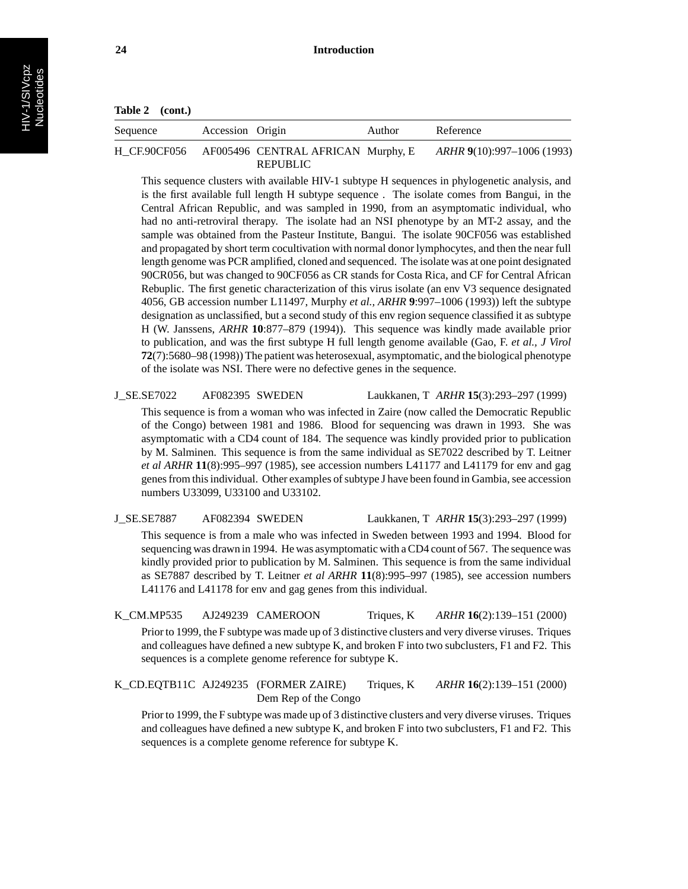**Table 2 (cont.)**

| Sequence | Accession | Origin | Author | Reference |
|---|---|---|---|---|
| H_CF.90CF056 | AF005496 | CENTRAL AFRICAN REPUBLIC | Murphy, E | *ARHR* **9**(10):997–1006 (1993) |

This sequence clusters with available HIV-1 subtype H sequences in phylogenetic analysis, and is the first available full length H subtype sequence . The isolate comes from Bangui, in the Central African Republic, and was sampled in 1990, from an asymptomatic individual, who had no anti-retroviral therapy. The isolate had an NSI phenotype by an MT-2 assay, and the sample was obtained from the Pasteur Institute, Bangui. The isolate 90CF056 was established and propagated by short term cocultivation with normal donor lymphocytes, and then the near full length genome was PCR amplified, cloned and sequenced. The isolate was at one point designated 90CR056, but was changed to 90CF056 as CR stands for Costa Rica, and CF for Central African Rebuplic. The first genetic characterization of this virus isolate (an env V3 sequence designated 4056, GB accession number L11497, Murphy *et al., ARHR* **9**:997–1006 (1993)) left the subtype designation as unclassified, but a second study of this env region sequence classified it as subtype H (W. Janssens, *ARHR* **10**:877–879 (1994)). This sequence was kindly made available prior to publication, and was the first subtype H full length genome available (Gao, F. *et al., J Virol* **72**(7):5680–98 (1998)) The patient was heterosexual, asymptomatic, and the biological phenotype of the isolate was NSI. There were no defective genes in the sequence.

| Sequence | Accession | Origin | Author | Reference |
|---|---|---|---|---|
| J_SE.SE7022 | AF082395 | SWEDEN | Laukkanen, T | *ARHR* **15**(3):293–297 (1999) |

This sequence is from a woman who was infected in Zaire (now called the Democratic Republic of the Congo) between 1981 and 1986. Blood for sequencing was drawn in 1993. She was asymptomatic with a CD4 count of 184. The sequence was kindly provided prior to publication by M. Salminen. This sequence is from the same individual as SE7022 described by T. Leitner *et al ARHR* **11**(8):995–997 (1985), see accession numbers L41177 and L41179 for env and gag genes from this individual. Other examples of subtype J have been found in Gambia, see accession numbers U33099, U33100 and U33102.

| Sequence | Accession | Origin | Author | Reference |
|---|---|---|---|---|
| J_SE.SE7887 | AF082394 | SWEDEN | Laukkanen, T | *ARHR* **15**(3):293–297 (1999) |

This sequence is from a male who was infected in Sweden between 1993 and 1994. Blood for sequencing was drawn in 1994. He was asymptomatic with a CD4 count of 567. The sequence was kindly provided prior to publication by M. Salminen. This sequence is from the same individual as SE7887 described by T. Leitner *et al ARHR* **11**(8):995–997 (1985), see accession numbers L41176 and L41178 for env and gag genes from this individual.

| Sequence | Accession | Origin | Author | Reference |
|---|---|---|---|---|
| K_CM.MP535 | AJ249239 | CAMEROON | Triques, K | *ARHR* **16**(2):139–151 (2000) |

Prior to 1999, the F subtype was made up of 3 distinctive clusters and very diverse viruses. Triques and colleagues have defined a new subtype K, and broken F into two subclusters, F1 and F2. This sequences is a complete genome reference for subtype K.

| Sequence | Accession | Origin | Author | Reference |
|---|---|---|---|---|
| K_CD.EQTB11C | AJ249235 | (FORMER ZAIRE) Dem Rep of the Congo | Triques, K | *ARHR* **16**(2):139–151 (2000) |

Prior to 1999, the F subtype was made up of 3 distinctive clusters and very diverse viruses. Triques and colleagues have defined a new subtype K, and broken F into two subclusters, F1 and F2. This sequences is a complete genome reference for subtype K.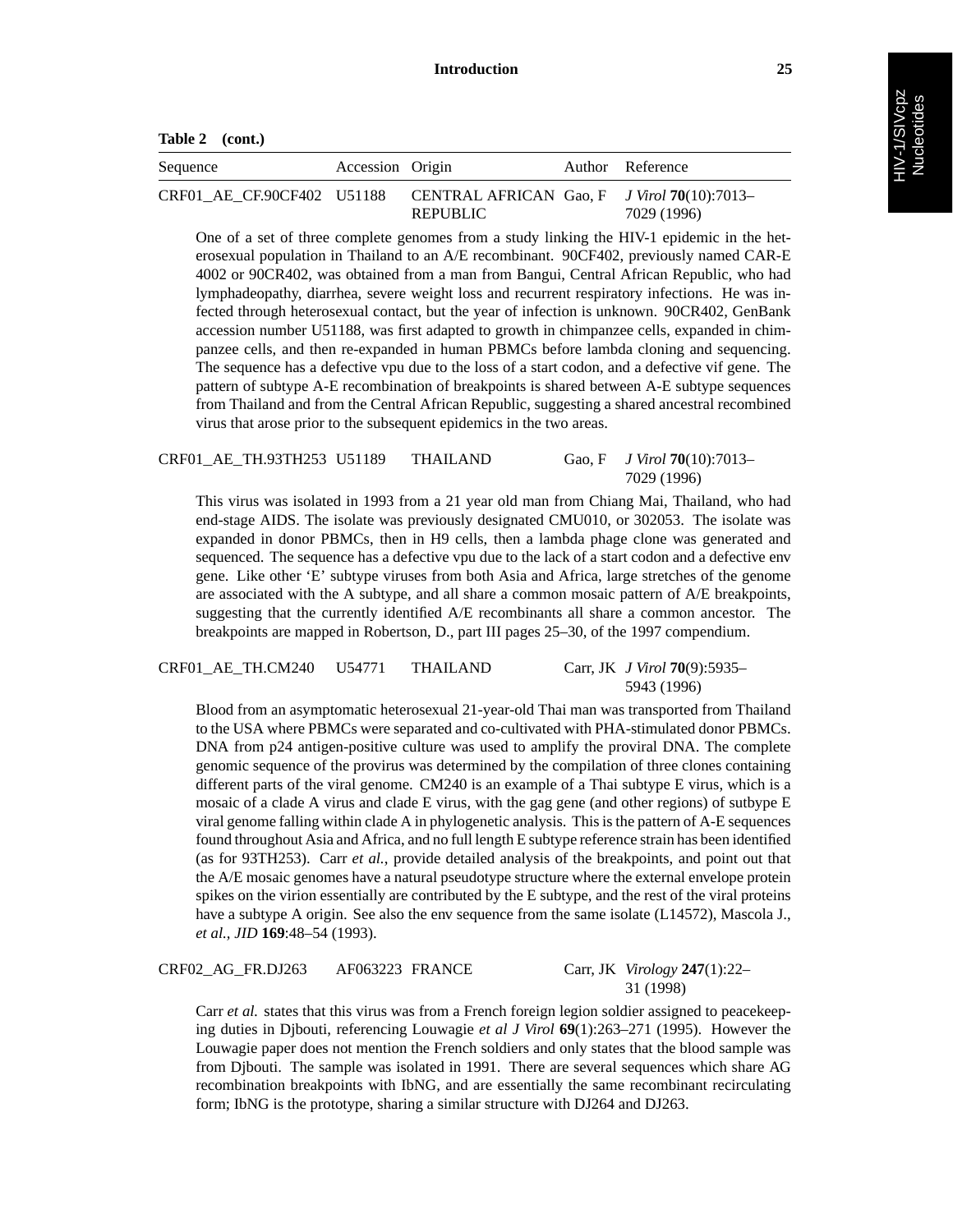**Table 2 (cont.)**

| Sequence | Accession | Origin | Author | Reference |
|---|---|---|---|---|
| CRF01_AE_CF.90CF402 | U51188 | CENTRAL AFRICAN REPUBLIC | Gao, F | *J Virol* **70**(10):7013–7029 (1996) |

One of a set of three complete genomes from a study linking the HIV-1 epidemic in the heterosexual population in Thailand to an A/E recombinant. 90CF402, previously named CAR-E 4002 or 90CR402, was obtained from a man from Bangui, Central African Republic, who had lymphadeopathy, diarrhea, severe weight loss and recurrent respiratory infections. He was infected through heterosexual contact, but the year of infection is unknown. 90CR402, GenBank accession number U51188, was first adapted to growth in chimpanzee cells, expanded in chimpanzee cells, and then re-expanded in human PBMCs before lambda cloning and sequencing. The sequence has a defective vpu due to the loss of a start codon, and a defective vif gene. The pattern of subtype A-E recombination of breakpoints is shared between A-E subtype sequences from Thailand and from the Central African Republic, suggesting a shared ancestral recombined virus that arose prior to the subsequent epidemics in the two areas.

| Sequence | Accession | Origin | Author | Reference |
|---|---|---|---|---|
| CRF01_AE_TH.93TH253 | U51189 | THAILAND | Gao, F | *J Virol* **70**(10):7013–7029 (1996) |

This virus was isolated in 1993 from a 21 year old man from Chiang Mai, Thailand, who had end-stage AIDS. The isolate was previously designated CMU010, or 302053. The isolate was expanded in donor PBMCs, then in H9 cells, then a lambda phage clone was generated and sequenced. The sequence has a defective vpu due to the lack of a start codon and a defective env gene. Like other 'E' subtype viruses from both Asia and Africa, large stretches of the genome are associated with the A subtype, and all share a common mosaic pattern of A/E breakpoints, suggesting that the currently identified A/E recombinants all share a common ancestor. The breakpoints are mapped in Robertson, D., part III pages 25–30, of the 1997 compendium.

| Sequence | Accession | Origin | Author | Reference |
|---|---|---|---|---|
| CRF01_AE_TH.CM240 | U54771 | THAILAND | Carr, JK | *J Virol* **70**(9):5935–5943 (1996) |

Blood from an asymptomatic heterosexual 21-year-old Thai man was transported from Thailand to the USA where PBMCs were separated and co-cultivated with PHA-stimulated donor PBMCs. DNA from p24 antigen-positive culture was used to amplify the proviral DNA. The complete genomic sequence of the provirus was determined by the compilation of three clones containing different parts of the viral genome. CM240 is an example of a Thai subtype E virus, which is a mosaic of a clade A virus and clade E virus, with the gag gene (and other regions) of sutbype E viral genome falling within clade A in phylogenetic analysis. This is the pattern of A-E sequences found throughout Asia and Africa, and no full length E subtype reference strain has been identified (as for 93TH253). Carr *et al.*, provide detailed analysis of the breakpoints, and point out that the A/E mosaic genomes have a natural pseudotype structure where the external envelope protein spikes on the virion essentially are contributed by the E subtype, and the rest of the viral proteins have a subtype A origin. See also the env sequence from the same isolate (L14572), Mascola J., *et al., JID* **169**:48–54 (1993).

| Sequence | Accession | Origin | Author | Reference |
|---|---|---|---|---|
| CRF02_AG_FR.DJ263 | AF063223 | FRANCE | Carr, JK | *Virology* **247**(1):22–31 (1998) |

Carr *et al.* states that this virus was from a French foreign legion soldier assigned to peacekeeping duties in Djbouti, referencing Louwagie *et al J Virol* **69**(1):263–271 (1995). However the Louwagie paper does not mention the French soldiers and only states that the blood sample was from Djbouti. The sample was isolated in 1991. There are several sequences which share AG recombination breakpoints with IbNG, and are essentially the same recombinant recirculating form; IbNG is the prototype, sharing a similar structure with DJ264 and DJ263.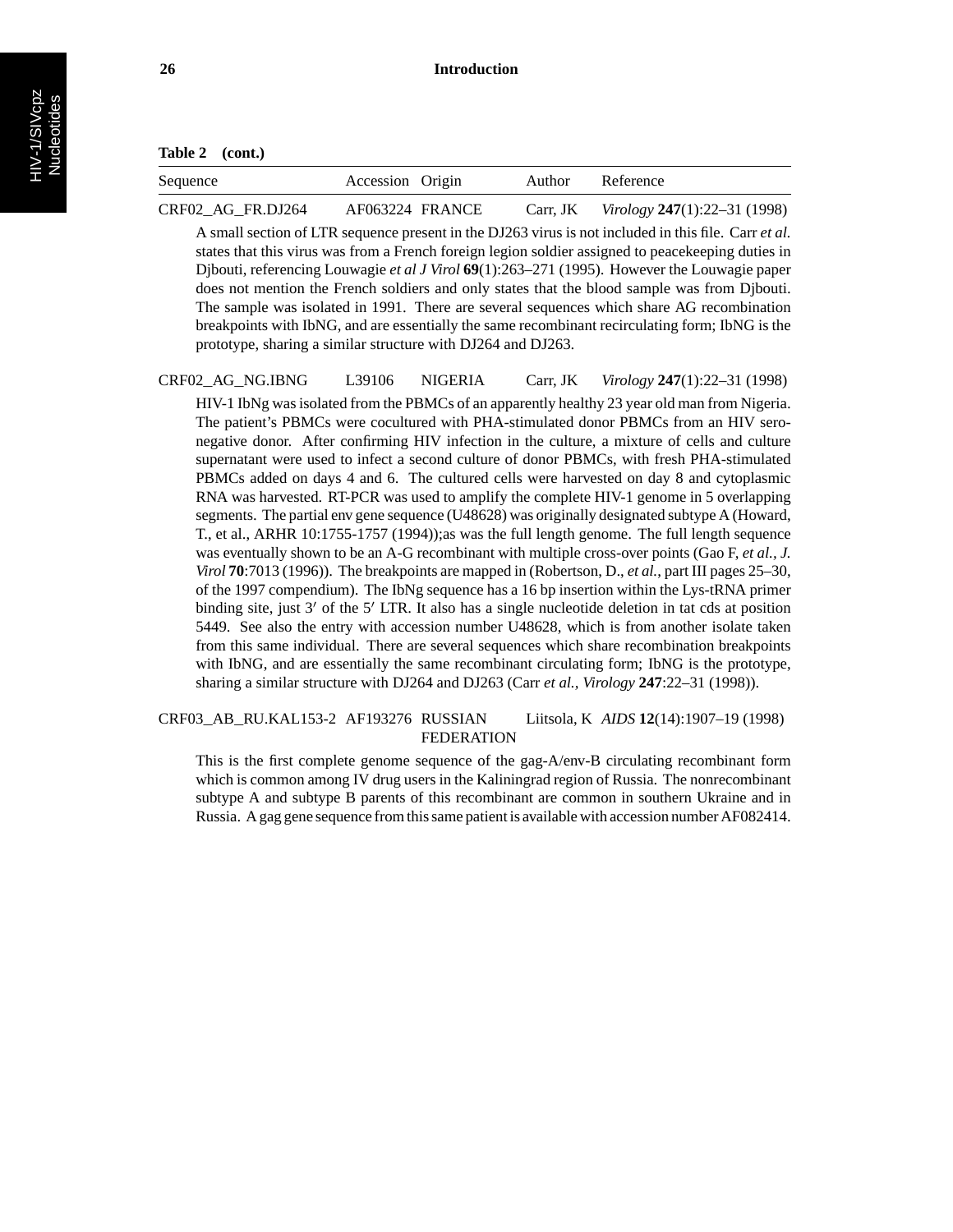**Table 2 (cont.)**

| Sequence | Accession | Origin | Author | Reference |
|---|---|---|---|---|
| CRF02_AG_FR.DJ264 | AF063224 | FRANCE | Carr, JK | *Virology* **247**(1):22–31 (1998) |

A small section of LTR sequence present in the DJ263 virus is not included in this file. Carr *et al.* states that this virus was from a French foreign legion soldier assigned to peacekeeping duties in Djbouti, referencing Louwagie *et al J Virol* **69**(1):263–271 (1995). However the Louwagie paper does not mention the French soldiers and only states that the blood sample was from Djbouti. The sample was isolated in 1991. There are several sequences which share AG recombination breakpoints with IbNG, and are essentially the same recombinant recirculating form; IbNG is the prototype, sharing a similar structure with DJ264 and DJ263.

| Sequence | Accession | Origin | Author | Reference |
|---|---|---|---|---|
| CRF02_AG_NG.IBNG | L39106 | NIGERIA | Carr, JK | *Virology* **247**(1):22–31 (1998) |

HIV-1 IbNg was isolated from the PBMCs of an apparently healthy 23 year old man from Nigeria. The patient's PBMCs were cocultured with PHA-stimulated donor PBMCs from an HIV seronegative donor. After confirming HIV infection in the culture, a mixture of cells and culture supernatant were used to infect a second culture of donor PBMCs, with fresh PHA-stimulated PBMCs added on days 4 and 6. The cultured cells were harvested on day 8 and cytoplasmic RNA was harvested. RT-PCR was used to amplify the complete HIV-1 genome in 5 overlapping segments. The partial env gene sequence (U48628) was originally designated subtype A (Howard, T., et al., ARHR 10:1755-1757 (1994));as was the full length genome. The full length sequence was eventually shown to be an A-G recombinant with multiple cross-over points (Gao F, *et al., J. Virol* **70**:7013 (1996)). The breakpoints are mapped in (Robertson, D., *et al.*, part III pages 25–30, of the 1997 compendium). The IbNg sequence has a 16 bp insertion within the Lys-tRNA primer binding site, just 3′ of the 5′ LTR. It also has a single nucleotide deletion in tat cds at position 5449. See also the entry with accession number U48628, which is from another isolate taken from this same individual. There are several sequences which share recombination breakpoints with IbNG, and are essentially the same recombinant circulating form; IbNG is the prototype, sharing a similar structure with DJ264 and DJ263 (Carr *et al., Virology* **247**:22–31 (1998)).

| Sequence | Accession | Origin | Author | Reference |
|---|---|---|---|---|
| CRF03_AB_RU.KAL153-2 | AF193276 | RUSSIAN FEDERATION | Liitsola, K | *AIDS* **12**(14):1907–19 (1998) |

This is the first complete genome sequence of the gag-A/env-B circulating recombinant form which is common among IV drug users in the Kaliningrad region of Russia. The nonrecombinant subtype A and subtype B parents of this recombinant are common in southern Ukraine and in Russia. A gag gene sequence from this same patient is available with accession number AF082414.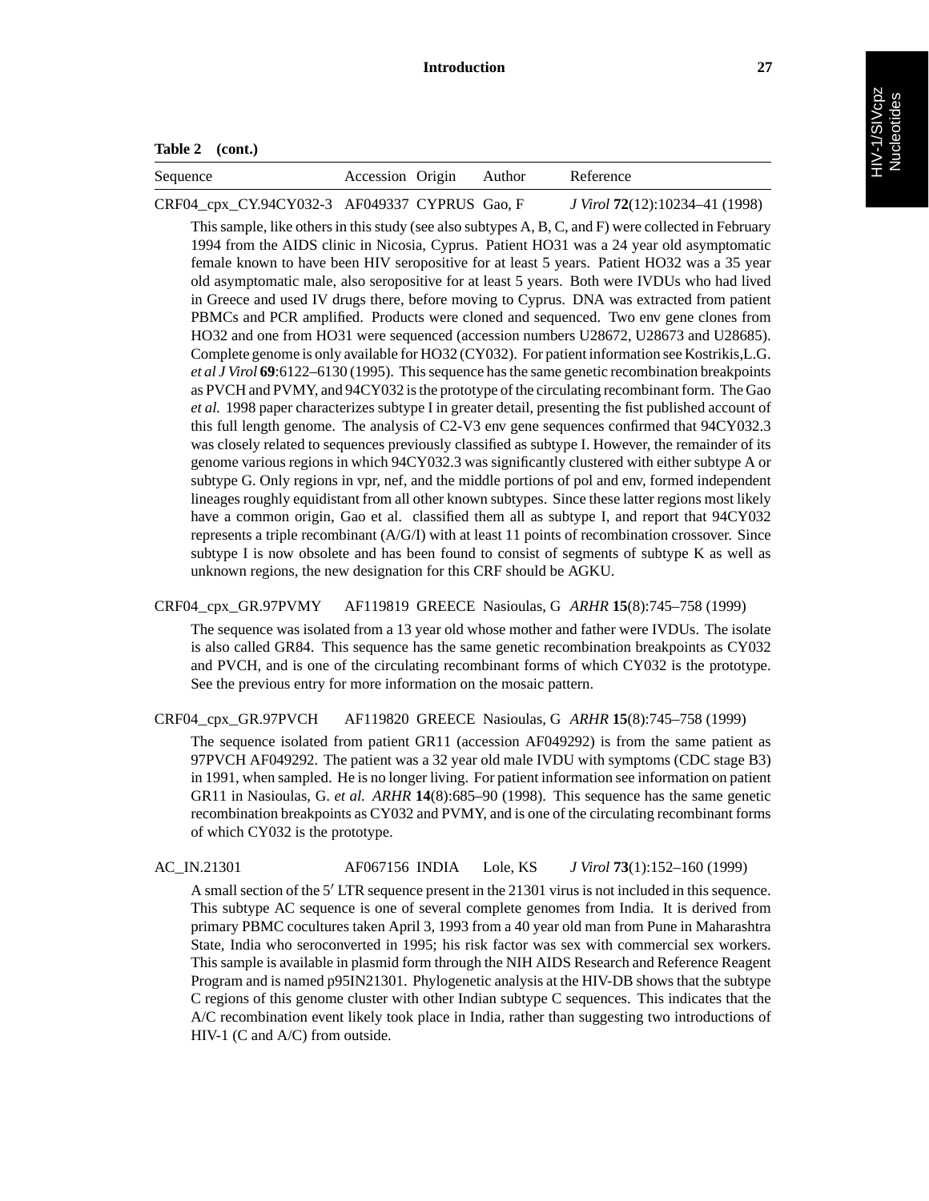**Table 2 (cont.)**

| Sequence | Accession | Origin | Author | Reference |
|---|---|---|---|---|
| CRF04_cpx_CY.94CY032-3 | AF049337 | CYPRUS | Gao, F | *J Virol* **72**(12):10234–41 (1998) |

This sample, like others in this study (see also subtypes A, B, C, and F) were collected in February 1994 from the AIDS clinic in Nicosia, Cyprus. Patient HO31 was a 24 year old asymptomatic female known to have been HIV seropositive for at least 5 years. Patient HO32 was a 35 year old asymptomatic male, also seropositive for at least 5 years. Both were IVDUs who had lived in Greece and used IV drugs there, before moving to Cyprus. DNA was extracted from patient PBMCs and PCR amplified. Products were cloned and sequenced. Two env gene clones from HO32 and one from HO31 were sequenced (accession numbers U28672, U28673 and U28685). Complete genome is only available for HO32 (CY032). For patient information see Kostrikis,L.G. *et al J Virol* **69**:6122–6130 (1995). This sequence has the same genetic recombination breakpoints as PVCH and PVMY, and 94CY032 is the prototype of the circulating recombinant form. The Gao *et al.* 1998 paper characterizes subtype I in greater detail, presenting the fist published account of this full length genome. The analysis of C2-V3 env gene sequences confirmed that 94CY032.3 was closely related to sequences previously classified as subtype I. However, the remainder of its genome various regions in which 94CY032.3 was significantly clustered with either subtype A or subtype G. Only regions in vpr, nef, and the middle portions of pol and env, formed independent lineages roughly equidistant from all other known subtypes. Since these latter regions most likely have a common origin, Gao et al. classified them all as subtype I, and report that 94CY032 represents a triple recombinant (A/G/I) with at least 11 points of recombination crossover. Since subtype I is now obsolete and has been found to consist of segments of subtype K as well as unknown regions, the new designation for this CRF should be AGKU.

| | | | | |
|---|---|---|---|---|
| CRF04_cpx_GR.97PVMY | AF119819 | GREECE | Nasioulas, G | *ARHR* **15**(8):745–758 (1999) |

The sequence was isolated from a 13 year old whose mother and father were IVDUs. The isolate is also called GR84. This sequence has the same genetic recombination breakpoints as CY032 and PVCH, and is one of the circulating recombinant forms of which CY032 is the prototype. See the previous entry for more information on the mosaic pattern.

| | | | | |
|---|---|---|---|---|
| CRF04_cpx_GR.97PVCH | AF119820 | GREECE | Nasioulas, G | *ARHR* **15**(8):745–758 (1999) |

The sequence isolated from patient GR11 (accession AF049292) is from the same patient as 97PVCH AF049292. The patient was a 32 year old male IVDU with symptoms (CDC stage B3) in 1991, when sampled. He is no longer living. For patient information see information on patient GR11 in Nasioulas, G. *et al. ARHR* **14**(8):685–90 (1998). This sequence has the same genetic recombination breakpoints as CY032 and PVMY, and is one of the circulating recombinant forms of which CY032 is the prototype.

| | | | | |
|---|---|---|---|---|
| AC_IN.21301 | AF067156 | INDIA | Lole, KS | *J Virol* **73**(1):152–160 (1999) |

A small section of the 5′ LTR sequence present in the 21301 virus is not included in this sequence. This subtype AC sequence is one of several complete genomes from India. It is derived from primary PBMC cocultures taken April 3, 1993 from a 40 year old man from Pune in Maharashtra State, India who seroconverted in 1995; his risk factor was sex with commercial sex workers. This sample is available in plasmid form through the NIH AIDS Research and Reference Reagent Program and is named p95IN21301. Phylogenetic analysis at the HIV-DB shows that the subtype C regions of this genome cluster with other Indian subtype C sequences. This indicates that the A/C recombination event likely took place in India, rather than suggesting two introductions of HIV-1 (C and A/C) from outside.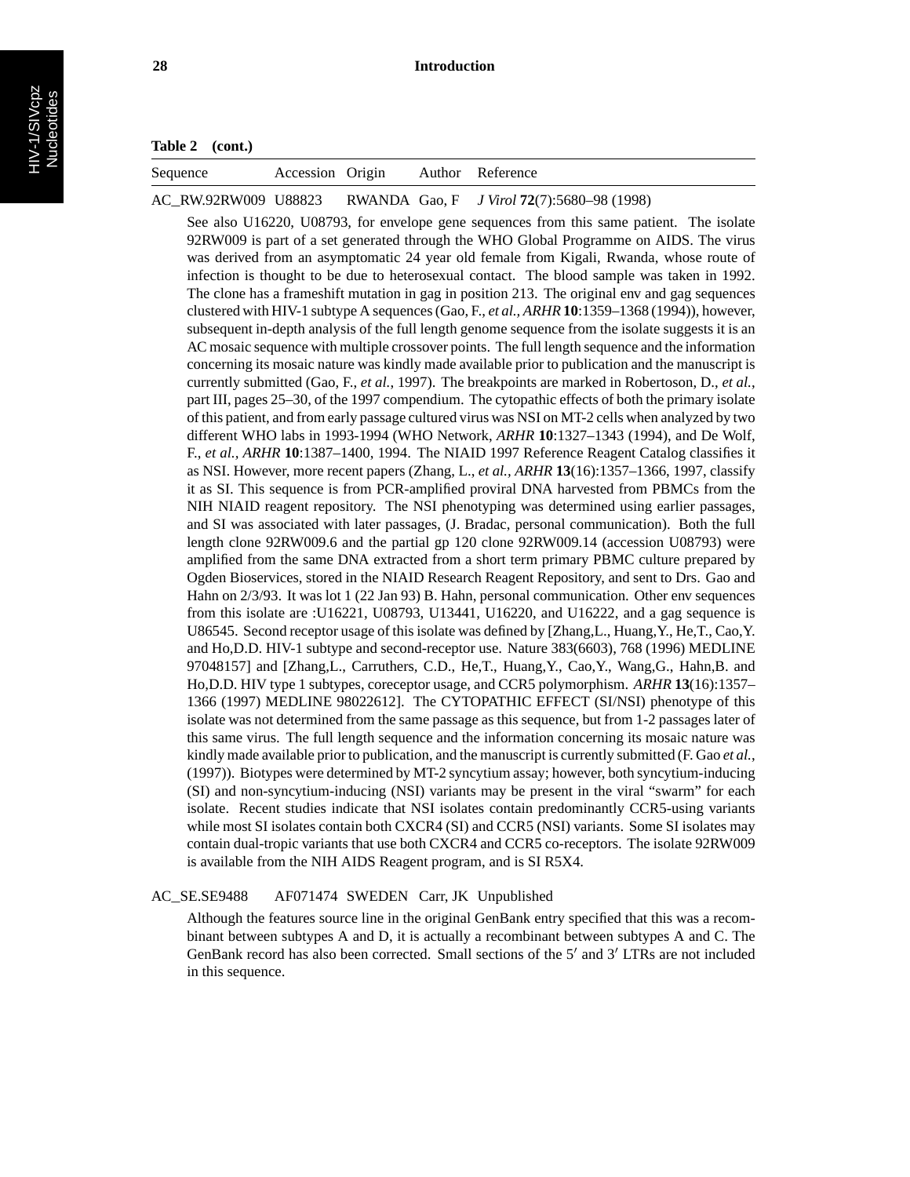**Table 2 (cont.)**

| Sequence | Accession | Origin | Author | Reference |
|---|---|---|---|---|
| AC_RW.92RW009 | U88823 | RWANDA | Gao, F | *J Virol* **72**(7):5680–98 (1998) |

See also U16220, U08793, for envelope gene sequences from this same patient. The isolate 92RW009 is part of a set generated through the WHO Global Programme on AIDS. The virus was derived from an asymptomatic 24 year old female from Kigali, Rwanda, whose route of infection is thought to be due to heterosexual contact. The blood sample was taken in 1992. The clone has a frameshift mutation in gag in position 213. The original env and gag sequences clustered with HIV-1 subtype A sequences (Gao, F., *et al., ARHR* **10**:1359–1368 (1994)), however, subsequent in-depth analysis of the full length genome sequence from the isolate suggests it is an AC mosaic sequence with multiple crossover points. The full length sequence and the information concerning its mosaic nature was kindly made available prior to publication and the manuscript is currently submitted (Gao, F., *et al.*, 1997). The breakpoints are marked in Robertoson, D., *et al.*, part III, pages 25–30, of the 1997 compendium. The cytopathic effects of both the primary isolate of this patient, and from early passage cultured virus was NSI on MT-2 cells when analyzed by two different WHO labs in 1993-1994 (WHO Network, *ARHR* **10**:1327–1343 (1994), and De Wolf, F., *et al., ARHR* **10**:1387–1400, 1994. The NIAID 1997 Reference Reagent Catalog classifies it as NSI. However, more recent papers (Zhang, L., *et al., ARHR* **13**(16):1357–1366, 1997, classify it as SI. This sequence is from PCR-amplified proviral DNA harvested from PBMCs from the NIH NIAID reagent repository. The NSI phenotyping was determined using earlier passages, and SI was associated with later passages, (J. Bradac, personal communication). Both the full length clone 92RW009.6 and the partial gp 120 clone 92RW009.14 (accession U08793) were amplified from the same DNA extracted from a short term primary PBMC culture prepared by Ogden Bioservices, stored in the NIAID Research Reagent Repository, and sent to Drs. Gao and Hahn on 2/3/93. It was lot 1 (22 Jan 93) B. Hahn, personal communication. Other env sequences from this isolate are :U16221, U08793, U13441, U16220, and U16222, and a gag sequence is U86545. Second receptor usage of this isolate was defined by [Zhang,L., Huang,Y., He,T., Cao,Y. and Ho,D.D. HIV-1 subtype and second-receptor use. Nature 383(6603), 768 (1996) MEDLINE 97048157] and [Zhang,L., Carruthers, C.D., He,T., Huang,Y., Cao,Y., Wang,G., Hahn,B. and Ho,D.D. HIV type 1 subtypes, coreceptor usage, and CCR5 polymorphism. *ARHR* **13**(16):1357–1366 (1997) MEDLINE 98022612]. The CYTOPATHIC EFFECT (SI/NSI) phenotype of this isolate was not determined from the same passage as this sequence, but from 1-2 passages later of this same virus. The full length sequence and the information concerning its mosaic nature was kindly made available prior to publication, and the manuscript is currently submitted (F. Gao *et al.*, (1997)). Biotypes were determined by MT-2 syncytium assay; however, both syncytium-inducing (SI) and non-syncytium-inducing (NSI) variants may be present in the viral "swarm" for each isolate. Recent studies indicate that NSI isolates contain predominantly CCR5-using variants while most SI isolates contain both CXCR4 (SI) and CCR5 (NSI) variants. Some SI isolates may contain dual-tropic variants that use both CXCR4 and CCR5 co-receptors. The isolate 92RW009 is available from the NIH AIDS Reagent program, and is SI R5X4.

| Sequence | Accession | Origin | Author | Reference |
|---|---|---|---|---|
| AC_SE.SE9488 | AF071474 | SWEDEN | Carr, JK | Unpublished |

Although the features source line in the original GenBank entry specified that this was a recombinant between subtypes A and D, it is actually a recombinant between subtypes A and C. The GenBank record has also been corrected. Small sections of the 5′ and 3′ LTRs are not included in this sequence.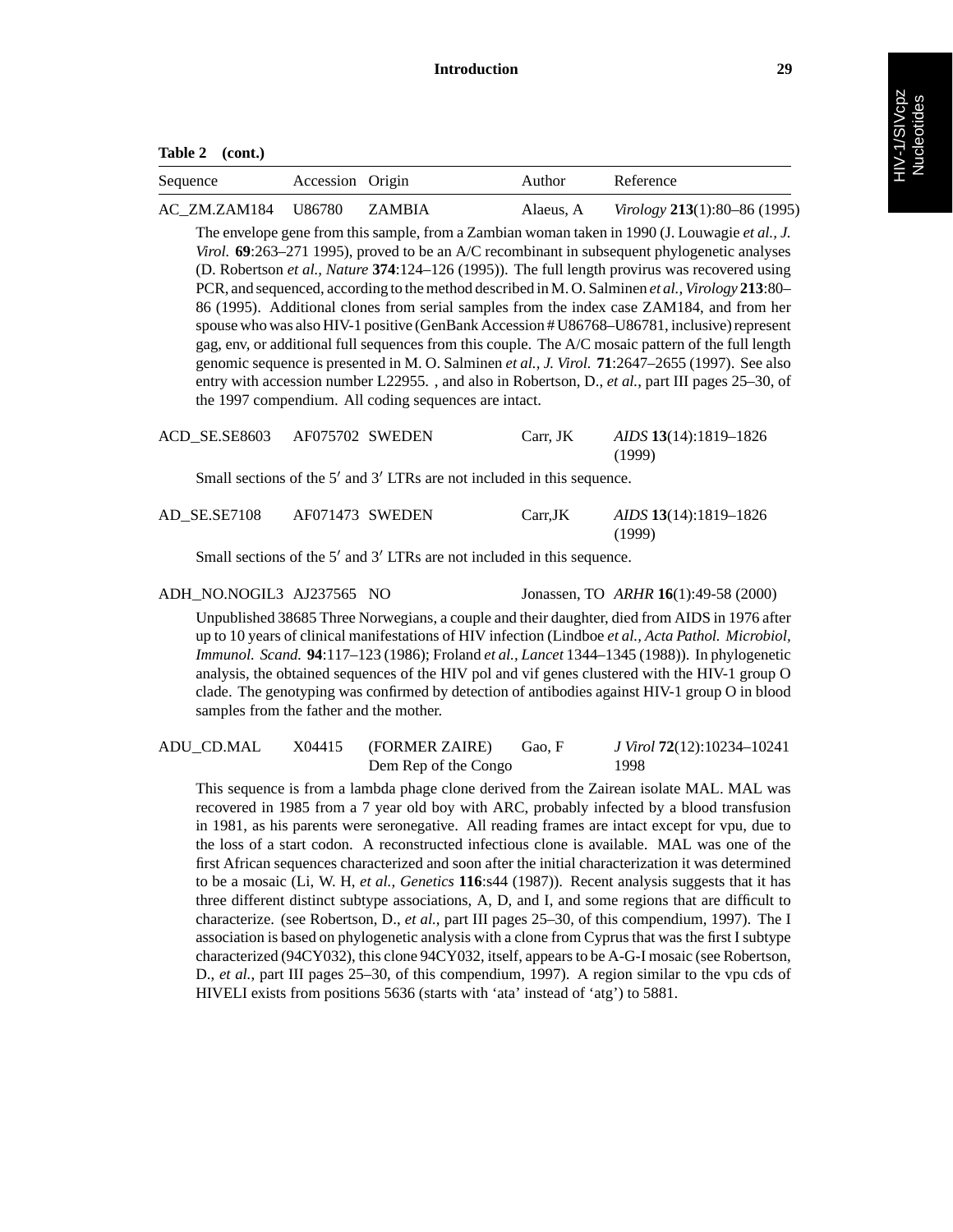**Table 2 (cont.)**

| Sequence | Accession | Origin | Author | Reference |
|---|---|---|---|---|
| AC_ZM.ZAM184 | U86780 | ZAMBIA | Alaeus, A | *Virology* **213**(1):80–86 (1995) |

The envelope gene from this sample, from a Zambian woman taken in 1990 (J. Louwagie *et al., J. Virol.* **69**:263–271 1995), proved to be an A/C recombinant in subsequent phylogenetic analyses (D. Robertson *et al., Nature* **374**:124–126 (1995)). The full length provirus was recovered using PCR, and sequenced, according to the method described in M. O. Salminen *et al., Virology* **213**:80–86 (1995). Additional clones from serial samples from the index case ZAM184, and from her spouse who was also HIV-1 positive (GenBank Accession # U86768–U86781, inclusive) represent gag, env, or additional full sequences from this couple. The A/C mosaic pattern of the full length genomic sequence is presented in M. O. Salminen *et al., J. Virol.* **71**:2647–2655 (1997). See also entry with accession number L22955. , and also in Robertson, D., *et al.*, part III pages 25–30, of the 1997 compendium. All coding sequences are intact.

| Sequence | Accession | Origin | Author | Reference |
|---|---|---|---|---|
| ACD_SE.SE8603 | AF075702 | SWEDEN | Carr, JK | *AIDS* **13**(14):1819–1826 (1999) |

Small sections of the 5′ and 3′ LTRs are not included in this sequence.

| Sequence | Accession | Origin | Author | Reference |
|---|---|---|---|---|
| AD_SE.SE7108 | AF071473 | SWEDEN | Carr,JK | *AIDS* **13**(14):1819–1826 (1999) |

Small sections of the 5′ and 3′ LTRs are not included in this sequence.

| Sequence | Accession | Origin | Author | Reference |
|---|---|---|---|---|
| ADH_NO.NOGIL3 | AJ237565 | NO | Jonassen, TO | *ARHR* **16**(1):49-58 (2000) |

Unpublished 38685 Three Norwegians, a couple and their daughter, died from AIDS in 1976 after up to 10 years of clinical manifestations of HIV infection (Lindboe *et al., Acta Pathol. Microbiol, Immunol. Scand.* **94**:117–123 (1986); Froland *et al., Lancet* 1344–1345 (1988)). In phylogenetic analysis, the obtained sequences of the HIV pol and vif genes clustered with the HIV-1 group O clade. The genotyping was confirmed by detection of antibodies against HIV-1 group O in blood samples from the father and the mother.

| Sequence | Accession | Origin | Author | Reference |
|---|---|---|---|---|
| ADU_CD.MAL | X04415 | (FORMER ZAIRE) Dem Rep of the Congo | Gao, F | *J Virol* **72**(12):10234–10241 1998 |

This sequence is from a lambda phage clone derived from the Zairean isolate MAL. MAL was recovered in 1985 from a 7 year old boy with ARC, probably infected by a blood transfusion in 1981, as his parents were seronegative. All reading frames are intact except for vpu, due to the loss of a start codon. A reconstructed infectious clone is available. MAL was one of the first African sequences characterized and soon after the initial characterization it was determined to be a mosaic (Li, W. H, *et al., Genetics* **116**:s44 (1987)). Recent analysis suggests that it has three different distinct subtype associations, A, D, and I, and some regions that are difficult to characterize. (see Robertson, D., *et al.*, part III pages 25–30, of this compendium, 1997). The I association is based on phylogenetic analysis with a clone from Cyprus that was the first I subtype characterized (94CY032), this clone 94CY032, itself, appears to be A-G-I mosaic (see Robertson, D., *et al.*, part III pages 25–30, of this compendium, 1997). A region similar to the vpu cds of HIVELI exists from positions 5636 (starts with 'ata' instead of 'atg') to 5881.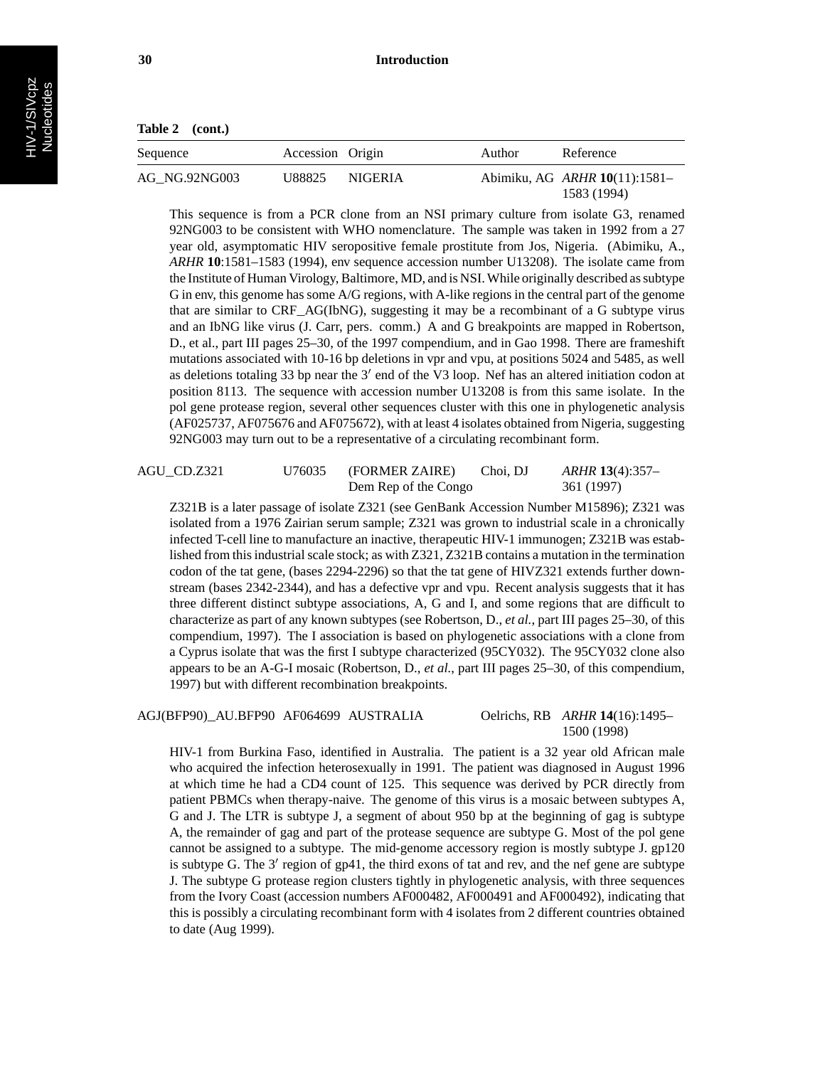**Table 2 (cont.)**

| Sequence | Accession | Origin | Author | Reference |
|---|---|---|---|---|
| AG_NG.92NG003 | U88825 | NIGERIA | Abimiku, AG | *ARHR* **10**(11):1581–1583 (1994) |

This sequence is from a PCR clone from an NSI primary culture from isolate G3, renamed 92NG003 to be consistent with WHO nomenclature. The sample was taken in 1992 from a 27 year old, asymptomatic HIV seropositive female prostitute from Jos, Nigeria. (Abimiku, A., *ARHR* **10**:1581–1583 (1994), env sequence accession number U13208). The isolate came from the Institute of Human Virology, Baltimore, MD, and is NSI. While originally described as subtype G in env, this genome has some A/G regions, with A-like regions in the central part of the genome that are similar to CRF_AG(IbNG), suggesting it may be a recombinant of a G subtype virus and an IbNG like virus (J. Carr, pers. comm.) A and G breakpoints are mapped in Robertson, D., et al., part III pages 25–30, of the 1997 compendium, and in Gao 1998. There are frameshift mutations associated with 10-16 bp deletions in vpr and vpu, at positions 5024 and 5485, as well as deletions totaling 33 bp near the 3′ end of the V3 loop. Nef has an altered initiation codon at position 8113. The sequence with accession number U13208 is from this same isolate. In the pol gene protease region, several other sequences cluster with this one in phylogenetic analysis (AF025737, AF075676 and AF075672), with at least 4 isolates obtained from Nigeria, suggesting 92NG003 may turn out to be a representative of a circulating recombinant form.

| Sequence | Accession | Origin | Author | Reference |
|---|---|---|---|---|
| AGU_CD.Z321 | U76035 | (FORMER ZAIRE) Dem Rep of the Congo | Choi, DJ | *ARHR* **13**(4):357–361 (1997) |

Z321B is a later passage of isolate Z321 (see GenBank Accession Number M15896); Z321 was isolated from a 1976 Zairian serum sample; Z321 was grown to industrial scale in a chronically infected T-cell line to manufacture an inactive, therapeutic HIV-1 immunogen; Z321B was established from this industrial scale stock; as with Z321, Z321B contains a mutation in the termination codon of the tat gene, (bases 2294-2296) so that the tat gene of HIVZ321 extends further downstream (bases 2342-2344), and has a defective vpr and vpu. Recent analysis suggests that it has three different distinct subtype associations, A, G and I, and some regions that are difficult to characterize as part of any known subtypes (see Robertson, D., *et al.*, part III pages 25–30, of this compendium, 1997). The I association is based on phylogenetic associations with a clone from a Cyprus isolate that was the first I subtype characterized (95CY032). The 95CY032 clone also appears to be an A-G-I mosaic (Robertson, D., *et al.*, part III pages 25–30, of this compendium, 1997) but with different recombination breakpoints.

| Sequence | Accession | Origin | Author | Reference |
|---|---|---|---|---|
| AGJ(BFP90)_AU.BFP90 | AF064699 | AUSTRALIA | Oelrichs, RB | *ARHR* **14**(16):1495–1500 (1998) |

HIV-1 from Burkina Faso, identified in Australia. The patient is a 32 year old African male who acquired the infection heterosexually in 1991. The patient was diagnosed in August 1996 at which time he had a CD4 count of 125. This sequence was derived by PCR directly from patient PBMCs when therapy-naive. The genome of this virus is a mosaic between subtypes A, G and J. The LTR is subtype J, a segment of about 950 bp at the beginning of gag is subtype A, the remainder of gag and part of the protease sequence are subtype G. Most of the pol gene cannot be assigned to a subtype. The mid-genome accessory region is mostly subtype J. gp120 is subtype G. The 3′ region of gp41, the third exons of tat and rev, and the nef gene are subtype J. The subtype G protease region clusters tightly in phylogenetic analysis, with three sequences from the Ivory Coast (accession numbers AF000482, AF000491 and AF000492), indicating that this is possibly a circulating recombinant form with 4 isolates from 2 different countries obtained to date (Aug 1999).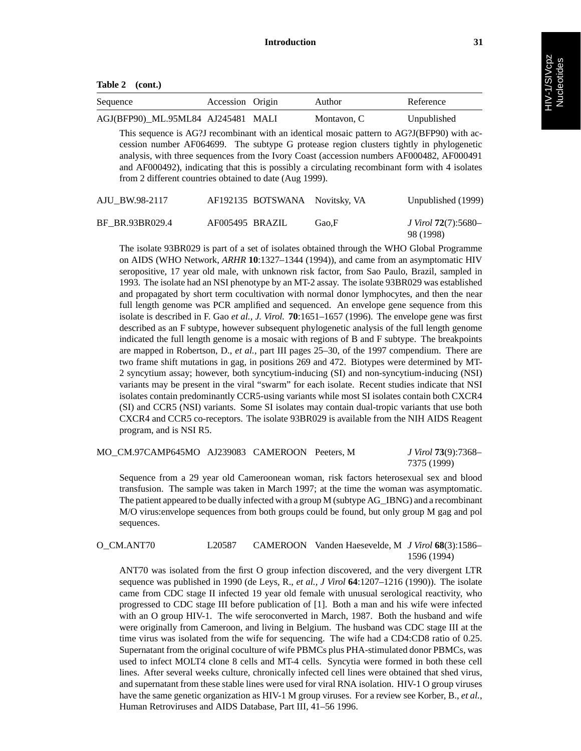**Table 2 (cont.)**

| Sequence | Accession | Origin | Author | Reference |
|---|---|---|---|---|
| AGJ(BFP90)_ML.95ML84 | AJ245481 | MALI | Montavon, C | Unpublished |

This sequence is AG?J recombinant with an identical mosaic pattern to AG?J(BFP90) with accession number AF064699. The subtype G protease region clusters tightly in phylogenetic analysis, with three sequences from the Ivory Coast (accession numbers AF000482, AF000491 and AF000492), indicating that this is possibly a circulating recombinant form with 4 isolates from 2 different countries obtained to date (Aug 1999).

| Sequence | Accession | Origin | Author | Reference |
|---|---|---|---|---|
| AJU_BW.98-2117 | AF192135 | BOTSWANA | Novitsky, VA | Unpublished (1999) |
| BF_BR.93BR029.4 | AF005495 | BRAZIL | Gao,F | *J Virol* **72**(7):5680–98 (1998) |

The isolate 93BR029 is part of a set of isolates obtained through the WHO Global Programme on AIDS (WHO Network, *ARHR* **10**:1327–1344 (1994)), and came from an asymptomatic HIV seropositive, 17 year old male, with unknown risk factor, from Sao Paulo, Brazil, sampled in 1993. The isolate had an NSI phenotype by an MT-2 assay. The isolate 93BR029 was established and propagated by short term cocultivation with normal donor lymphocytes, and then the near full length genome was PCR amplified and sequenced. An envelope gene sequence from this isolate is described in F. Gao *et al., J. Virol.* **70**:1651–1657 (1996). The envelope gene was first described as an F subtype, however subsequent phylogenetic analysis of the full length genome indicated the full length genome is a mosaic with regions of B and F subtype. The breakpoints are mapped in Robertson, D., *et al.*, part III pages 25–30, of the 1997 compendium. There are two frame shift mutations in gag, in positions 269 and 472. Biotypes were determined by MT-2 syncytium assay; however, both syncytium-inducing (SI) and non-syncytium-inducing (NSI) variants may be present in the viral "swarm" for each isolate. Recent studies indicate that NSI isolates contain predominantly CCR5-using variants while most SI isolates contain both CXCR4 (SI) and CCR5 (NSI) variants. Some SI isolates may contain dual-tropic variants that use both CXCR4 and CCR5 co-receptors. The isolate 93BR029 is available from the NIH AIDS Reagent program, and is NSI R5.

| Sequence | Accession | Origin | Author | Reference |
|---|---|---|---|---|
| MO_CM.97CAMP645MO | AJ239083 | CAMEROON | Peeters, M | *J Virol* **73**(9):7368–7375 (1999) |

Sequence from a 29 year old Cameroonean woman, risk factors heterosexual sex and blood transfusion. The sample was taken in March 1997; at the time the woman was asymptomatic. The patient appeared to be dually infected with a group M (subtype AG_IBNG) and a recombinant M/O virus:envelope sequences from both groups could be found, but only group M gag and pol sequences.

| Sequence | Accession | Origin | Author | Reference |
|---|---|---|---|---|
| O_CM.ANT70 | L20587 | CAMEROON | Vanden Haesevelde, M | *J Virol* **68**(3):1586–1596 (1994) |

ANT70 was isolated from the first O group infection discovered, and the very divergent LTR sequence was published in 1990 (de Leys, R., *et al., J Virol* **64**:1207–1216 (1990)). The isolate came from CDC stage II infected 19 year old female with unusual serological reactivity, who progressed to CDC stage III before publication of [1]. Both a man and his wife were infected with an O group HIV-1. The wife seroconverted in March, 1987. Both the husband and wife were originally from Cameroon, and living in Belgium. The husband was CDC stage III at the time virus was isolated from the wife for sequencing. The wife had a CD4:CD8 ratio of 0.25. Supernatant from the original coculture of wife PBMCs plus PHA-stimulated donor PBMCs, was used to infect MOLT4 clone 8 cells and MT-4 cells. Syncytia were formed in both these cell lines. After several weeks culture, chronically infected cell lines were obtained that shed virus, and supernatant from these stable lines were used for viral RNA isolation. HIV-1 O group viruses have the same genetic organization as HIV-1 M group viruses. For a review see Korber, B., *et al.*, Human Retroviruses and AIDS Database, Part III, 41–56 1996.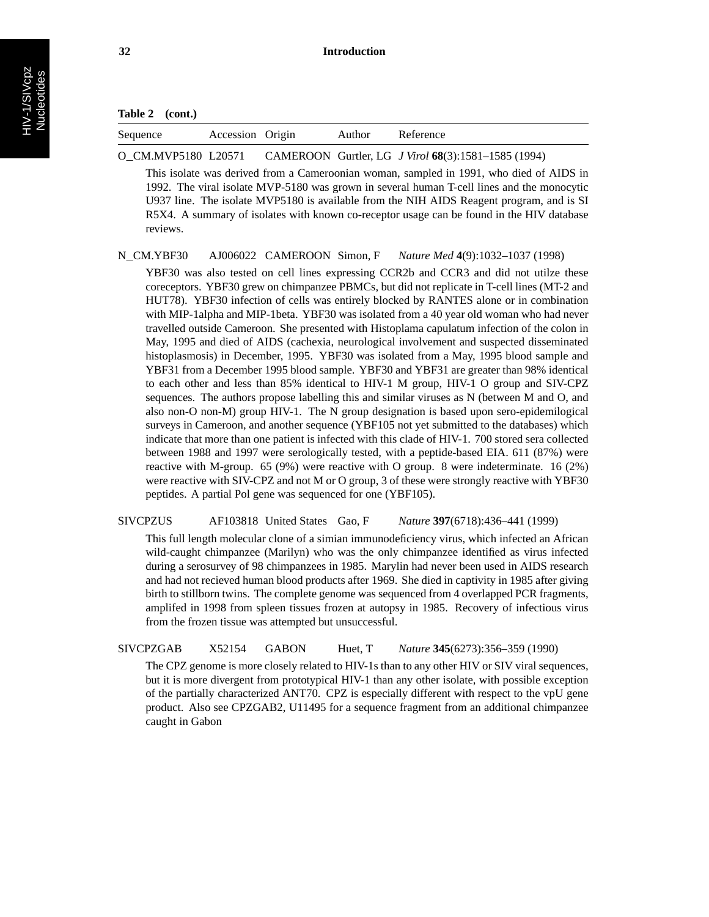**Table 2 (cont.)**

| Sequence | Accession | Origin | Author | Reference |
|---|---|---|---|---|
| O_CM.MVP5180 | L20571 | CAMEROON | Gurtler, LG | *J Virol* **68**(3):1581–1585 (1994) |

This isolate was derived from a Cameroonian woman, sampled in 1991, who died of AIDS in 1992. The viral isolate MVP-5180 was grown in several human T-cell lines and the monocytic U937 line. The isolate MVP5180 is available from the NIH AIDS Reagent program, and is SI R5X4. A summary of isolates with known co-receptor usage can be found in the HIV database reviews.

| Sequence | Accession | Origin | Author | Reference |
|---|---|---|---|---|
| N_CM.YBF30 | AJ006022 | CAMEROON | Simon, F | *Nature Med* **4**(9):1032–1037 (1998) |

YBF30 was also tested on cell lines expressing CCR2b and CCR3 and did not utilze these coreceptors. YBF30 grew on chimpanzee PBMCs, but did not replicate in T-cell lines (MT-2 and HUT78). YBF30 infection of cells was entirely blocked by RANTES alone or in combination with MIP-1alpha and MIP-1beta. YBF30 was isolated from a 40 year old woman who had never travelled outside Cameroon. She presented with Histoplama capulatum infection of the colon in May, 1995 and died of AIDS (cachexia, neurological involvement and suspected disseminated histoplasmosis) in December, 1995. YBF30 was isolated from a May, 1995 blood sample and YBF31 from a December 1995 blood sample. YBF30 and YBF31 are greater than 98% identical to each other and less than 85% identical to HIV-1 M group, HIV-1 O group and SIV-CPZ sequences. The authors propose labelling this and similar viruses as N (between M and O, and also non-O non-M) group HIV-1. The N group designation is based upon sero-epidemilogical surveys in Cameroon, and another sequence (YBF105 not yet submitted to the databases) which indicate that more than one patient is infected with this clade of HIV-1. 700 stored sera collected between 1988 and 1997 were serologically tested, with a peptide-based EIA. 611 (87%) were reactive with M-group. 65 (9%) were reactive with O group. 8 were indeterminate. 16 (2%) were reactive with SIV-CPZ and not M or O group, 3 of these were strongly reactive with YBF30 peptides. A partial Pol gene was sequenced for one (YBF105).

| Sequence | Accession | Origin | Author | Reference |
|---|---|---|---|---|
| SIVCPZUS | AF103818 | United States | Gao, F | *Nature* **397**(6718):436–441 (1999) |

This full length molecular clone of a simian immunodeficiency virus, which infected an African wild-caught chimpanzee (Marilyn) who was the only chimpanzee identified as virus infected during a serosurvey of 98 chimpanzees in 1985. Marylin had never been used in AIDS research and had not recieved human blood products after 1969. She died in captivity in 1985 after giving birth to stillborn twins. The complete genome was sequenced from 4 overlapped PCR fragments, amplifed in 1998 from spleen tissues frozen at autopsy in 1985. Recovery of infectious virus from the frozen tissue was attempted but unsuccessful.

| Sequence | Accession | Origin | Author | Reference |
|---|---|---|---|---|
| SIVCPZGAB | X52154 | GABON | Huet, T | *Nature* **345**(6273):356–359 (1990) |

The CPZ genome is more closely related to HIV-1s than to any other HIV or SIV viral sequences, but it is more divergent from prototypical HIV-1 than any other isolate, with possible exception of the partially characterized ANT70. CPZ is especially different with respect to the vpU gene product. Also see CPZGAB2, U11495 for a sequence fragment from an additional chimpanzee caught in Gabon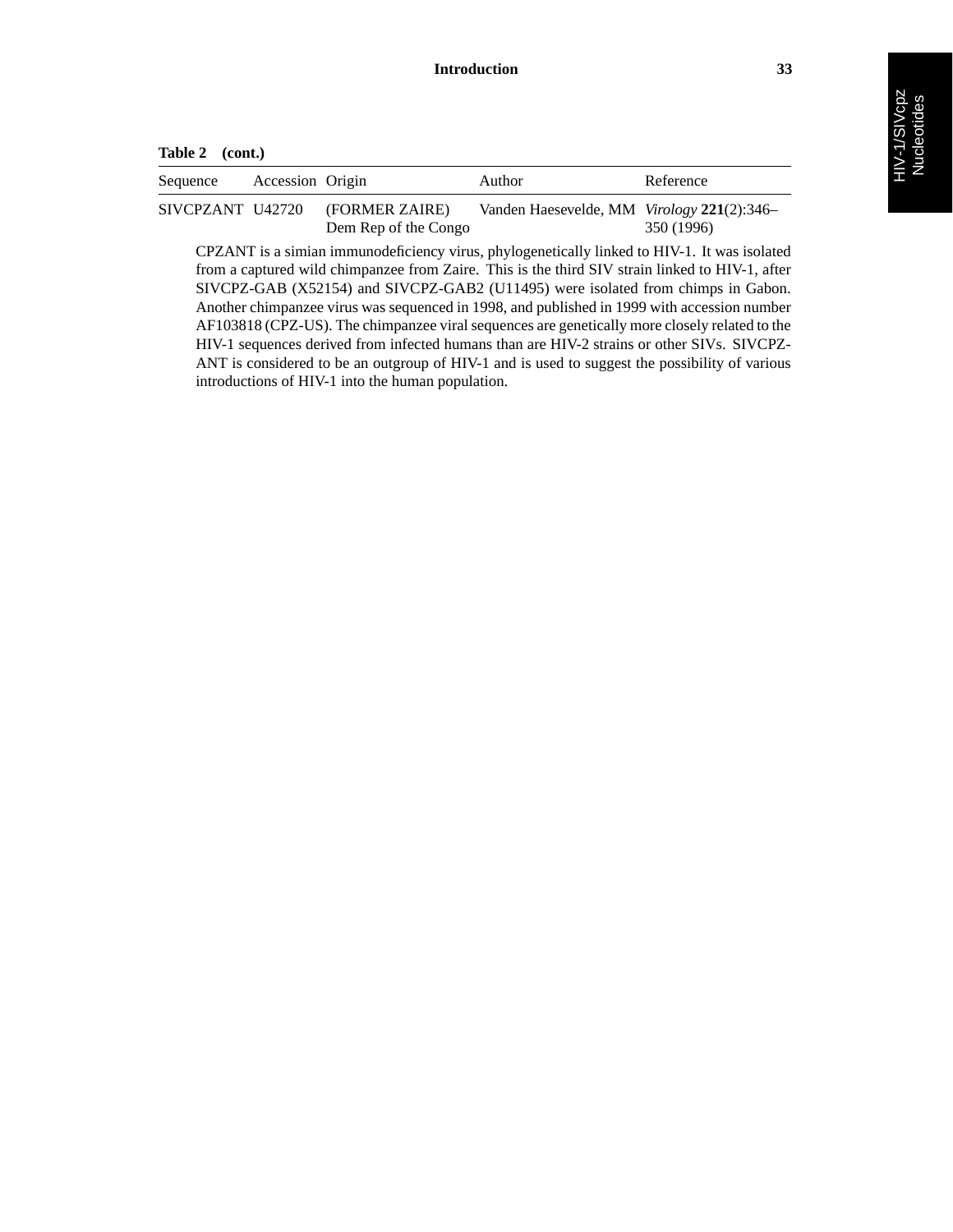**Table 2 (cont.)**

| Sequence | Accession | Origin | Author | Reference |
|---|---|---|---|---|
| SIVCPZANT | U42720 | (FORMER ZAIRE) Dem Rep of the Congo | Vanden Haesevelde, MM | *Virology* **221**(2):346–350 (1996) |

CPZANT is a simian immunodeficiency virus, phylogenetically linked to HIV-1. It was isolated from a captured wild chimpanzee from Zaire. This is the third SIV strain linked to HIV-1, after SIVCPZ-GAB (X52154) and SIVCPZ-GAB2 (U11495) were isolated from chimps in Gabon. Another chimpanzee virus was sequenced in 1998, and published in 1999 with accession number AF103818 (CPZ-US). The chimpanzee viral sequences are genetically more closely related to the HIV-1 sequences derived from infected humans than are HIV-2 strains or other SIVs. SIVCPZ-ANT is considered to be an outgroup of HIV-1 and is used to suggest the possibility of various introductions of HIV-1 into the human population.